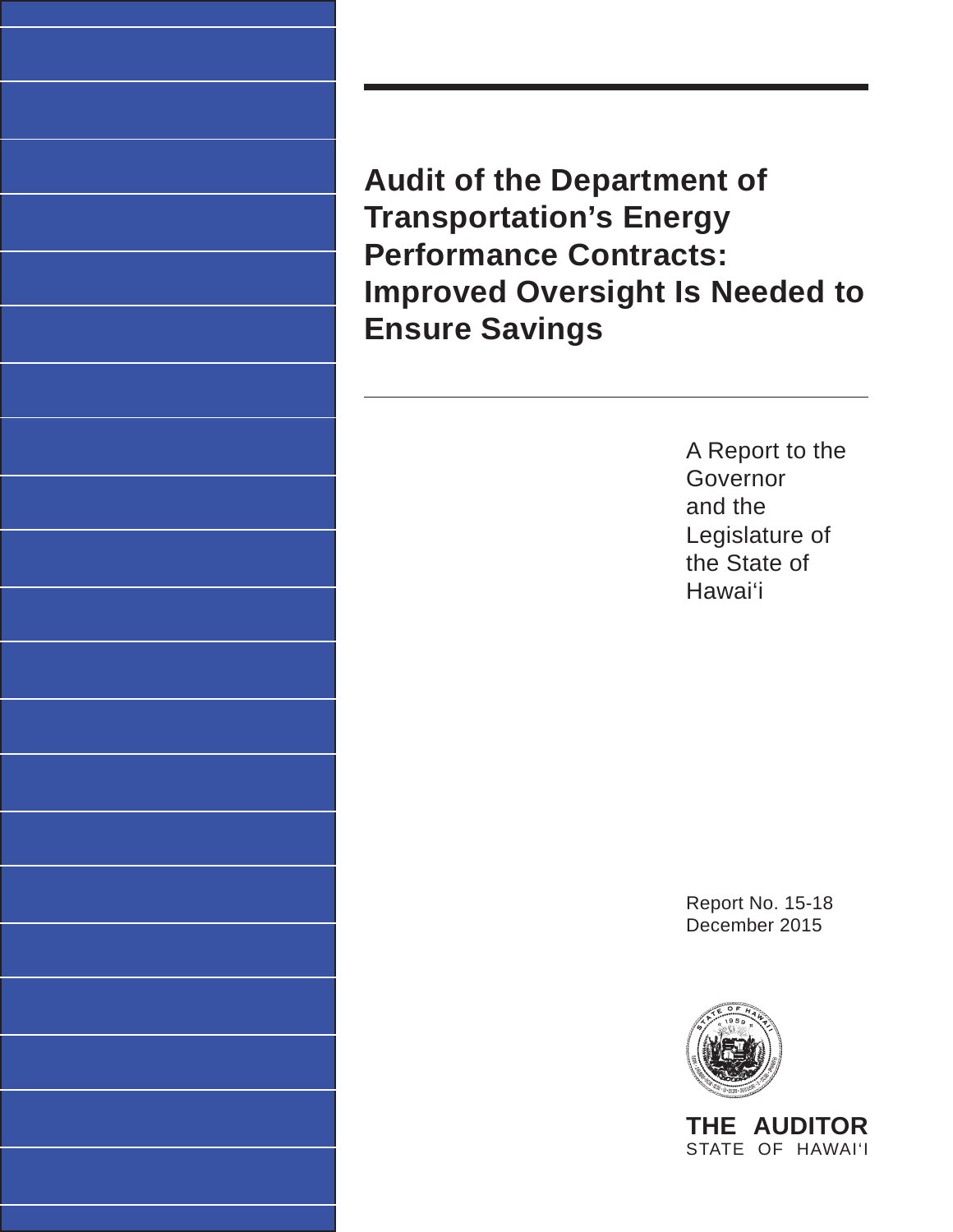# Audit of the Department of Transportation's Energy Performance Contracts: Improved Oversight Is Needed to Ensure Savings

A Report to the Governor and the Legislature of the State of Hawai'i

Report No. 15-18
December 2015

**THE AUDITOR**
STATE OF HAWAI'I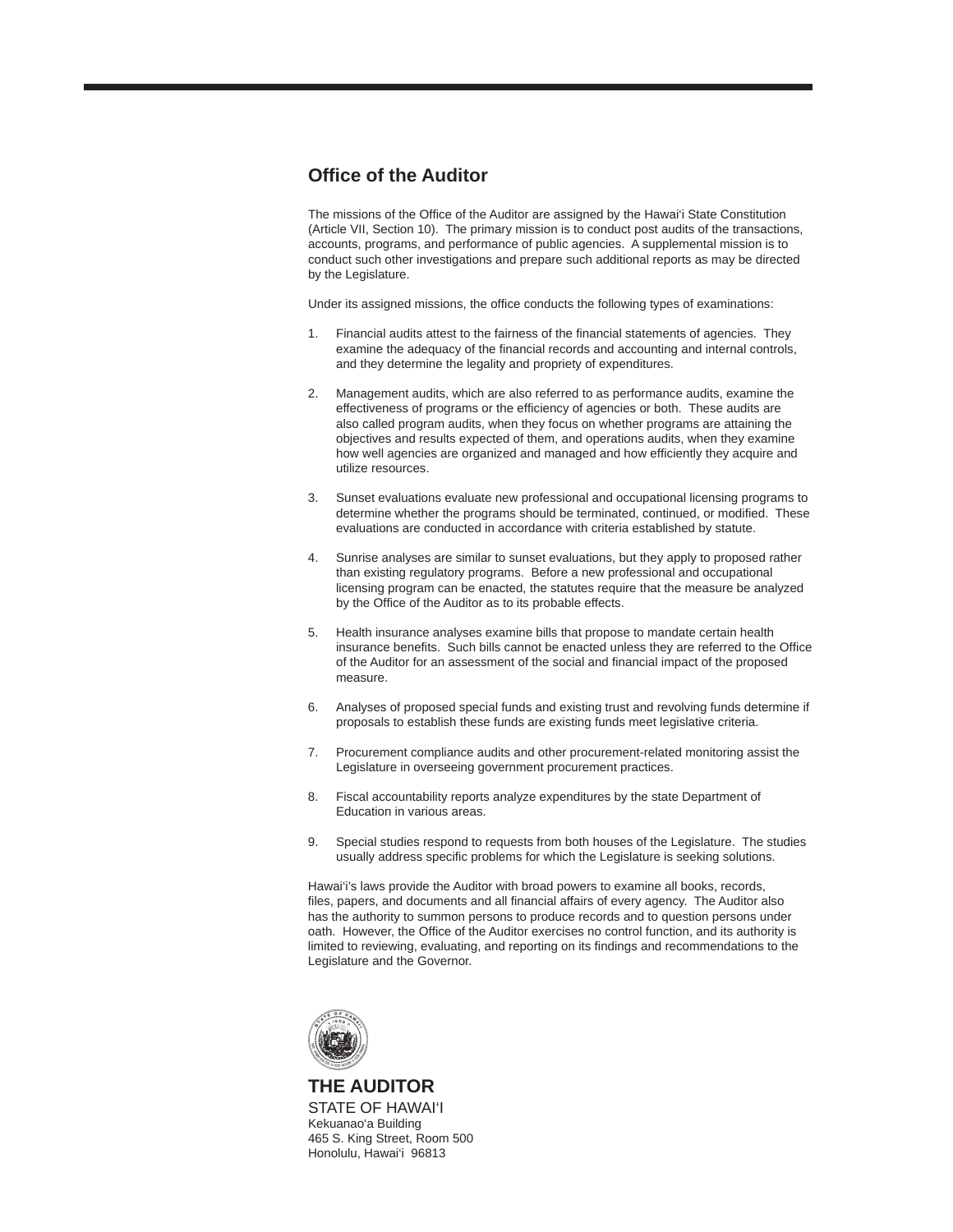## Office of the Auditor

The missions of the Office of the Auditor are assigned by the Hawai'i State Constitution (Article VII, Section 10). The primary mission is to conduct post audits of the transactions, accounts, programs, and performance of public agencies. A supplemental mission is to conduct such other investigations and prepare such additional reports as may be directed by the Legislature.

Under its assigned missions, the office conducts the following types of examinations:

1. Financial audits attest to the fairness of the financial statements of agencies. They examine the adequacy of the financial records and accounting and internal controls, and they determine the legality and propriety of expenditures.

2. Management audits, which are also referred to as performance audits, examine the effectiveness of programs or the efficiency of agencies or both. These audits are also called program audits, when they focus on whether programs are attaining the objectives and results expected of them, and operations audits, when they examine how well agencies are organized and managed and how efficiently they acquire and utilize resources.

3. Sunset evaluations evaluate new professional and occupational licensing programs to determine whether the programs should be terminated, continued, or modified. These evaluations are conducted in accordance with criteria established by statute.

4. Sunrise analyses are similar to sunset evaluations, but they apply to proposed rather than existing regulatory programs. Before a new professional and occupational licensing program can be enacted, the statutes require that the measure be analyzed by the Office of the Auditor as to its probable effects.

5. Health insurance analyses examine bills that propose to mandate certain health insurance benefits. Such bills cannot be enacted unless they are referred to the Office of the Auditor for an assessment of the social and financial impact of the proposed measure.

6. Analyses of proposed special funds and existing trust and revolving funds determine if proposals to establish these funds are existing funds meet legislative criteria.

7. Procurement compliance audits and other procurement-related monitoring assist the Legislature in overseeing government procurement practices.

8. Fiscal accountability reports analyze expenditures by the state Department of Education in various areas.

9. Special studies respond to requests from both houses of the Legislature. The studies usually address specific problems for which the Legislature is seeking solutions.

Hawai'i's laws provide the Auditor with broad powers to examine all books, records, files, papers, and documents and all financial affairs of every agency. The Auditor also has the authority to summon persons to produce records and to question persons under oath. However, the Office of the Auditor exercises no control function, and its authority is limited to reviewing, evaluating, and reporting on its findings and recommendations to the Legislature and the Governor.

**THE AUDITOR**
STATE OF HAWAI'I
Kekuanao'a Building
465 S. King Street, Room 500
Honolulu, Hawai'i 96813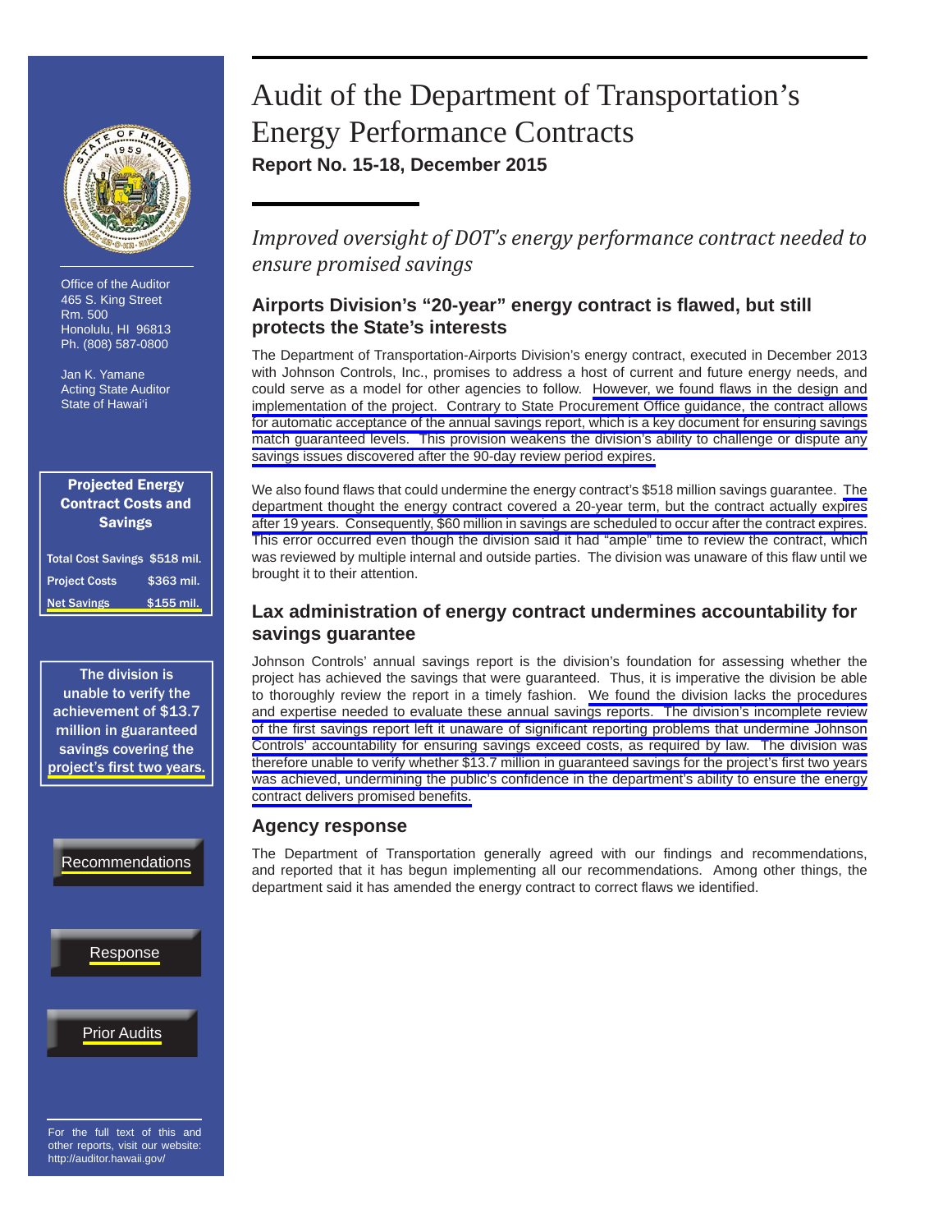# Audit of the Department of Transportation's Energy Performance Contracts

**Report No. 15-18, December 2015**

*Improved oversight of DOT's energy performance contract needed to ensure promised savings*

## Airports Division's "20-year" energy contract is flawed, but still protects the State's interests

The Department of Transportation-Airports Division's energy contract, executed in December 2013 with Johnson Controls, Inc., promises to address a host of current and future energy needs, and could serve as a model for other agencies to follow. However, we found flaws in the design and implementation of the project. Contrary to State Procurement Office guidance, the contract allows for automatic acceptance of the annual savings report, which is a key document for ensuring savings match guaranteed levels. This provision weakens the division's ability to challenge or dispute any savings issues discovered after the 90-day review period expires.

We also found flaws that could undermine the energy contract's $518 million savings guarantee. The department thought the energy contract covered a 20-year term, but the contract actually expires after 19 years. Consequently, $60 million in savings are scheduled to occur after the contract expires. This error occurred even though the division said it had "ample" time to review the contract, which was reviewed by multiple internal and outside parties. The division was unaware of this flaw until we brought it to their attention.

## Lax administration of energy contract undermines accountability for savings guarantee

Johnson Controls' annual savings report is the division's foundation for assessing whether the project has achieved the savings that were guaranteed. Thus, it is imperative the division be able to thoroughly review the report in a timely fashion. We found the division lacks the procedures and expertise needed to evaluate these annual savings reports. The division's incomplete review of the first savings report left it unaware of significant reporting problems that undermine Johnson Controls' accountability for ensuring savings exceed costs, as required by law. The division was therefore unable to verify whether $13.7 million in guaranteed savings for the project's first two years was achieved, undermining the public's confidence in the department's ability to ensure the energy contract delivers promised benefits.

## Agency response

The Department of Transportation generally agreed with our findings and recommendations, and reported that it has begun implementing all our recommendations. Among other things, the department said it has amended the energy contract to correct flaws we identified.

---

Office of the Auditor
465 S. King Street
Rm. 500
Honolulu, HI 96813
Ph. (808) 587-0800

Jan K. Yamane
Acting State Auditor
State of Hawai'i

**Projected Energy Contract Costs and Savings**

| | |
|---|---|
| Total Cost Savings | $518 mil. |
| Project Costs | $363 mil. |
| Net Savings | $155 mil. |

**The division is unable to verify the achievement of $13.7 million in guaranteed savings covering the project's first two years.**

Recommendations

Response

Prior Audits

For the full text of this and other reports, visit our website: http://auditor.hawaii.gov/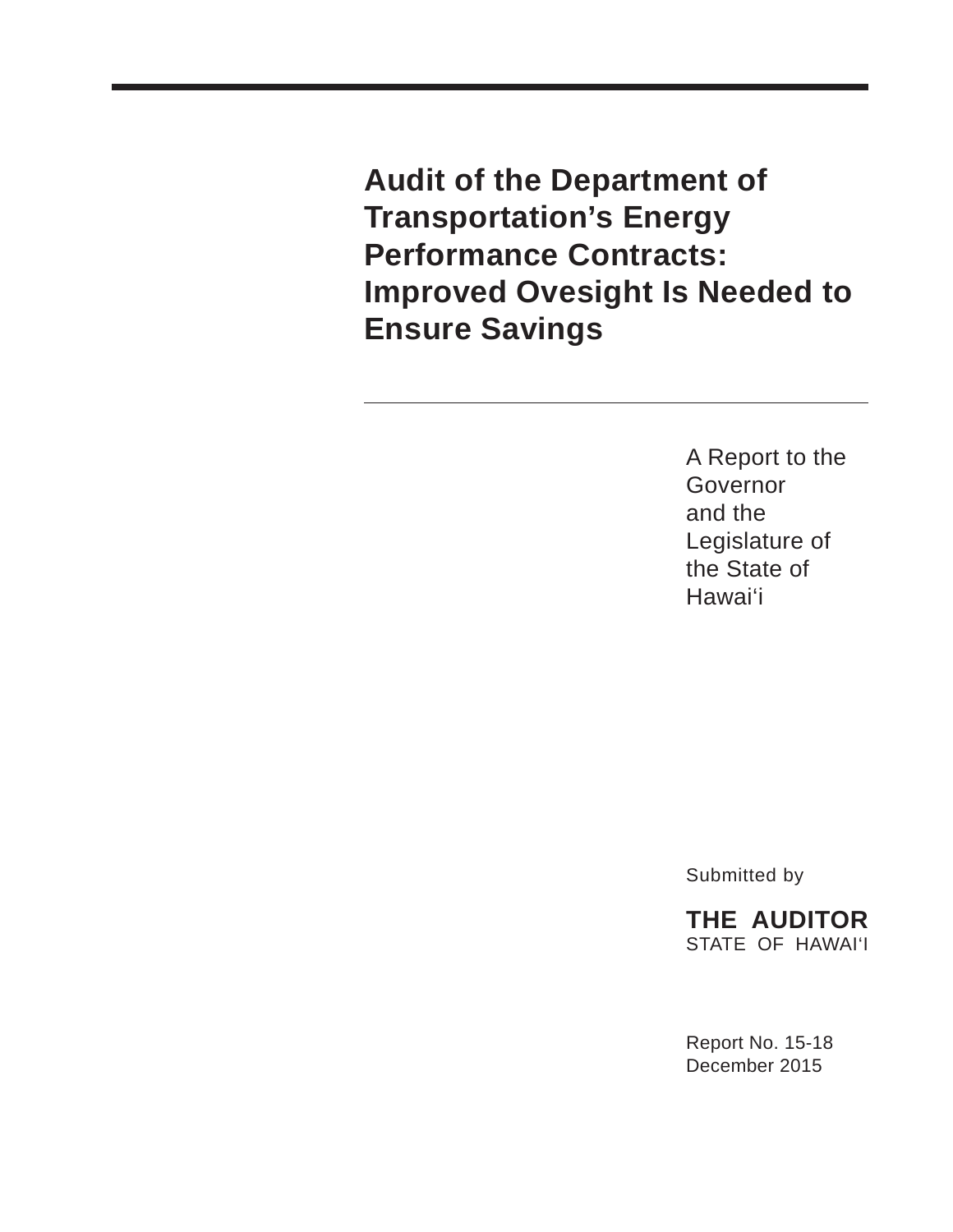# Audit of the Department of Transportation's Energy Performance Contracts: Improved Ovesight Is Needed to Ensure Savings

A Report to the Governor and the Legislature of the State of Hawai'i

Submitted by

**THE AUDITOR**
STATE OF HAWAI'I

Report No. 15-18
December 2015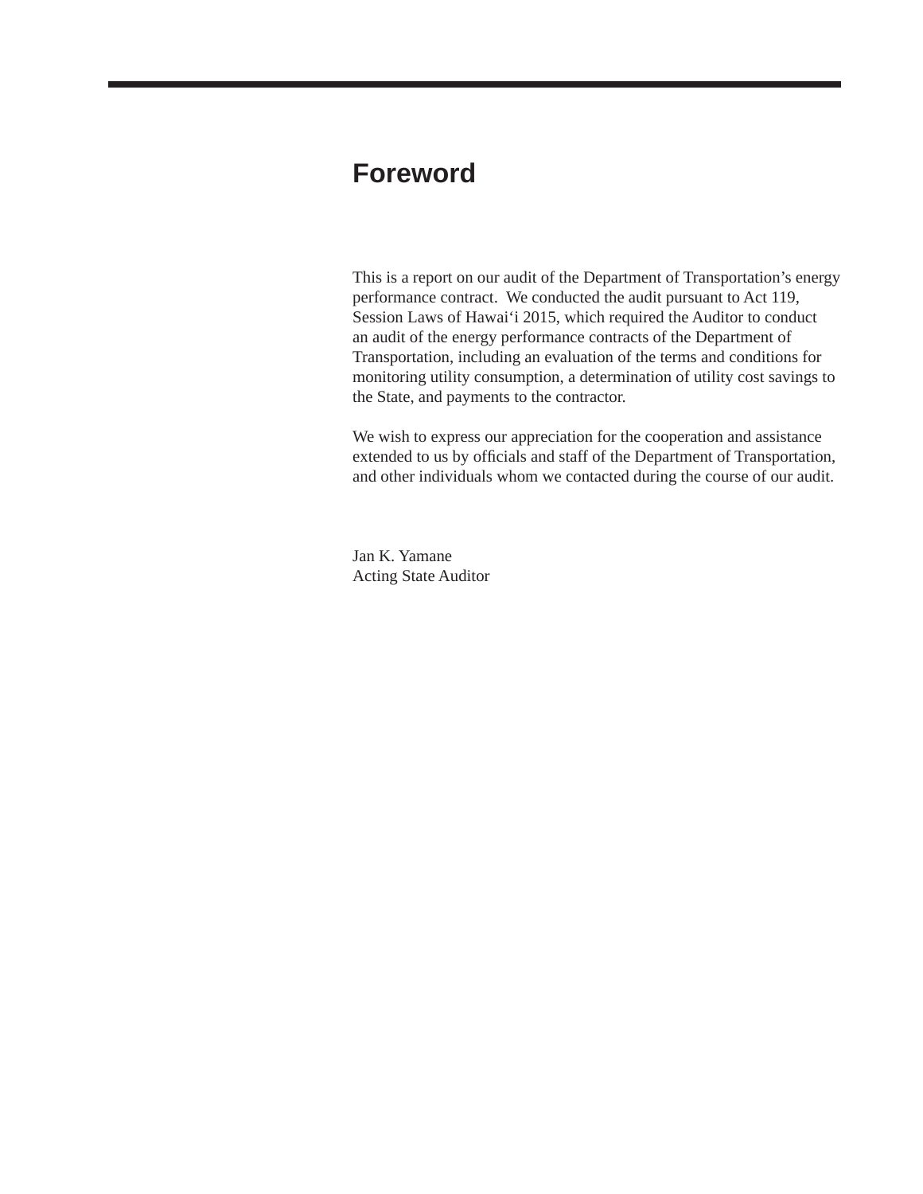# Foreword

This is a report on our audit of the Department of Transportation's energy performance contract. We conducted the audit pursuant to Act 119, Session Laws of Hawai'i 2015, which required the Auditor to conduct an audit of the energy performance contracts of the Department of Transportation, including an evaluation of the terms and conditions for monitoring utility consumption, a determination of utility cost savings to the State, and payments to the contractor.

We wish to express our appreciation for the cooperation and assistance extended to us by officials and staff of the Department of Transportation, and other individuals whom we contacted during the course of our audit.

Jan K. Yamane
Acting State Auditor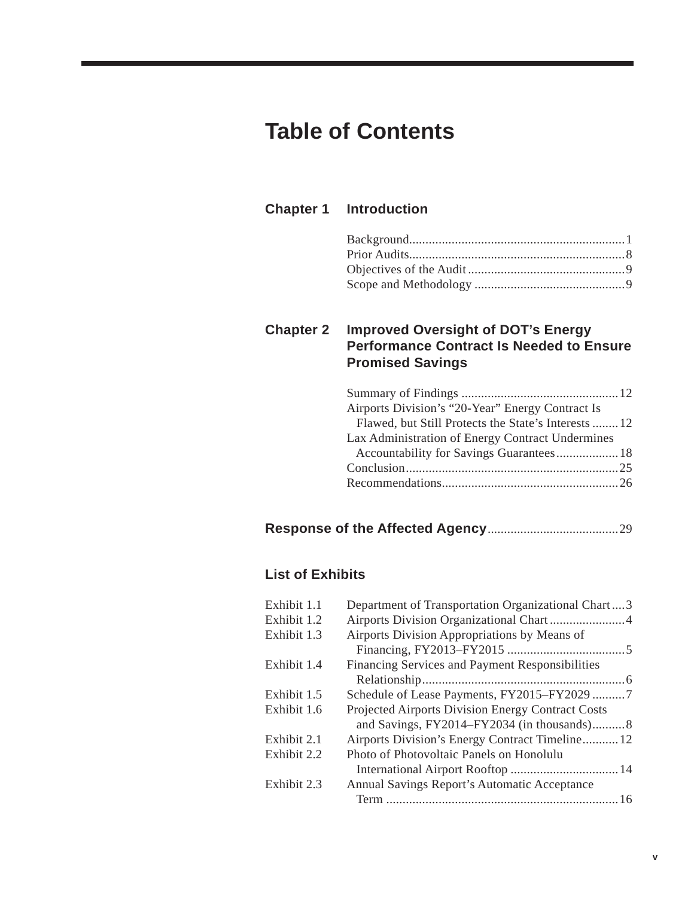# Table of Contents

## Chapter 1 Introduction

- Background.................................................................1
- Prior Audits.................................................................8
- Objectives of the Audit...............................................9
- Scope and Methodology.............................................9

## Chapter 2 Improved Oversight of DOT's Energy Performance Contract Is Needed to Ensure Promised Savings

- Summary of Findings................................................12
- Airports Division's "20-Year" Energy Contract Is Flawed, but Still Protects the State's Interests........12
- Lax Administration of Energy Contract Undermines Accountability for Savings Guarantees...................18
- Conclusion................................................................25
- Recommendations.....................................................26

## Response of the Affected Agency........................................29

## List of Exhibits

| | | |
|---|---|---|
| Exhibit 1.1 | Department of Transportation Organizational Chart | 3 |
| Exhibit 1.2 | Airports Division Organizational Chart | 4 |
| Exhibit 1.3 | Airports Division Appropriations by Means of Financing, FY2013–FY2015 | 5 |
| Exhibit 1.4 | Financing Services and Payment Responsibilities Relationship | 6 |
| Exhibit 1.5 | Schedule of Lease Payments, FY2015–FY2029 | 7 |
| Exhibit 1.6 | Projected Airports Division Energy Contract Costs and Savings, FY2014–FY2034 (in thousands) | 8 |
| Exhibit 2.1 | Airports Division's Energy Contract Timeline | 12 |
| Exhibit 2.2 | Photo of Photovoltaic Panels on Honolulu International Airport Rooftop | 14 |
| Exhibit 2.3 | Annual Savings Report's Automatic Acceptance Term | 16 |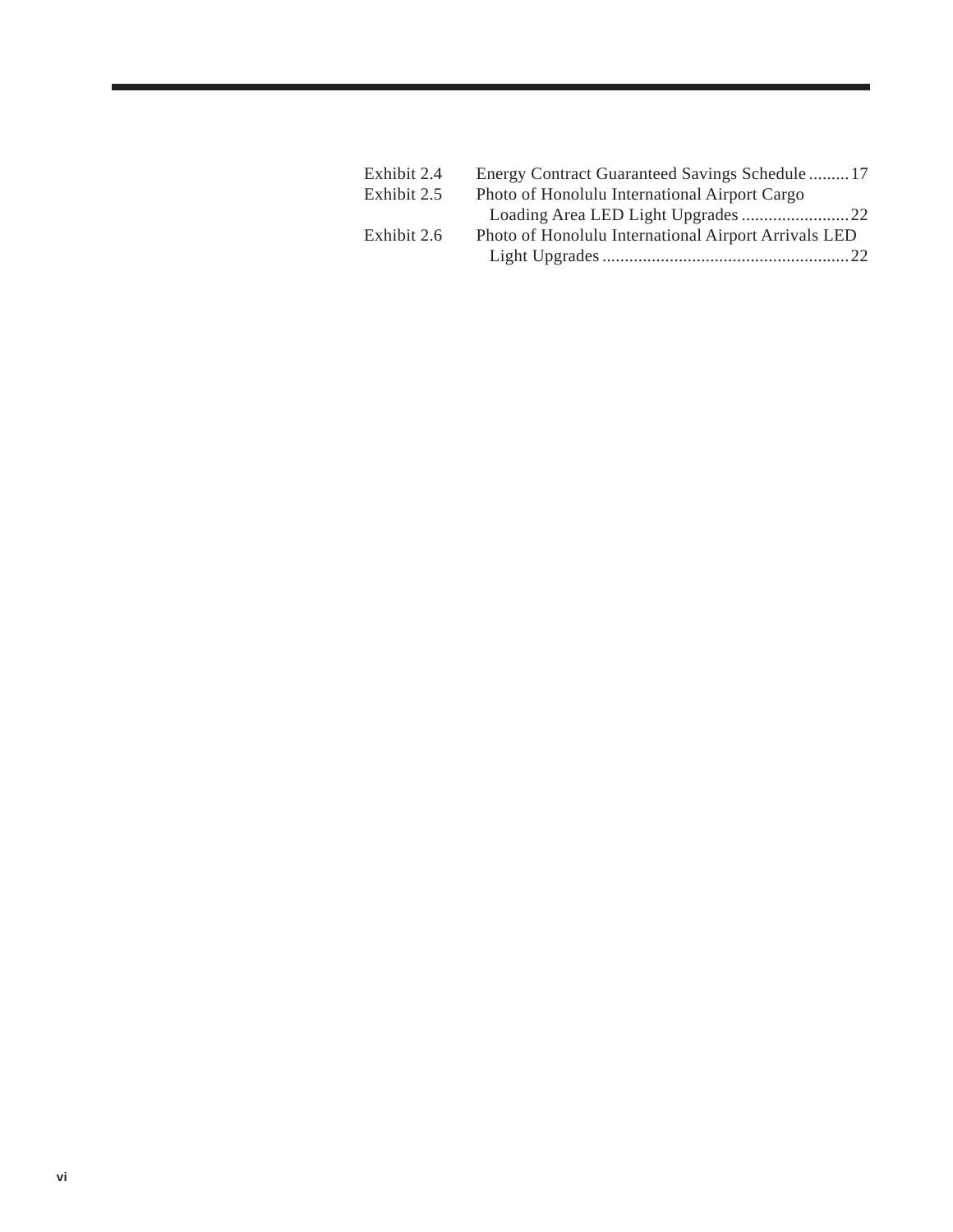| | | |
|---|---|---|
| Exhibit 2.4 | Energy Contract Guaranteed Savings Schedule | 17 |
| Exhibit 2.5 | Photo of Honolulu International Airport Cargo Loading Area LED Light Upgrades | 22 |
| Exhibit 2.6 | Photo of Honolulu International Airport Arrivals LED Light Upgrades | 22 |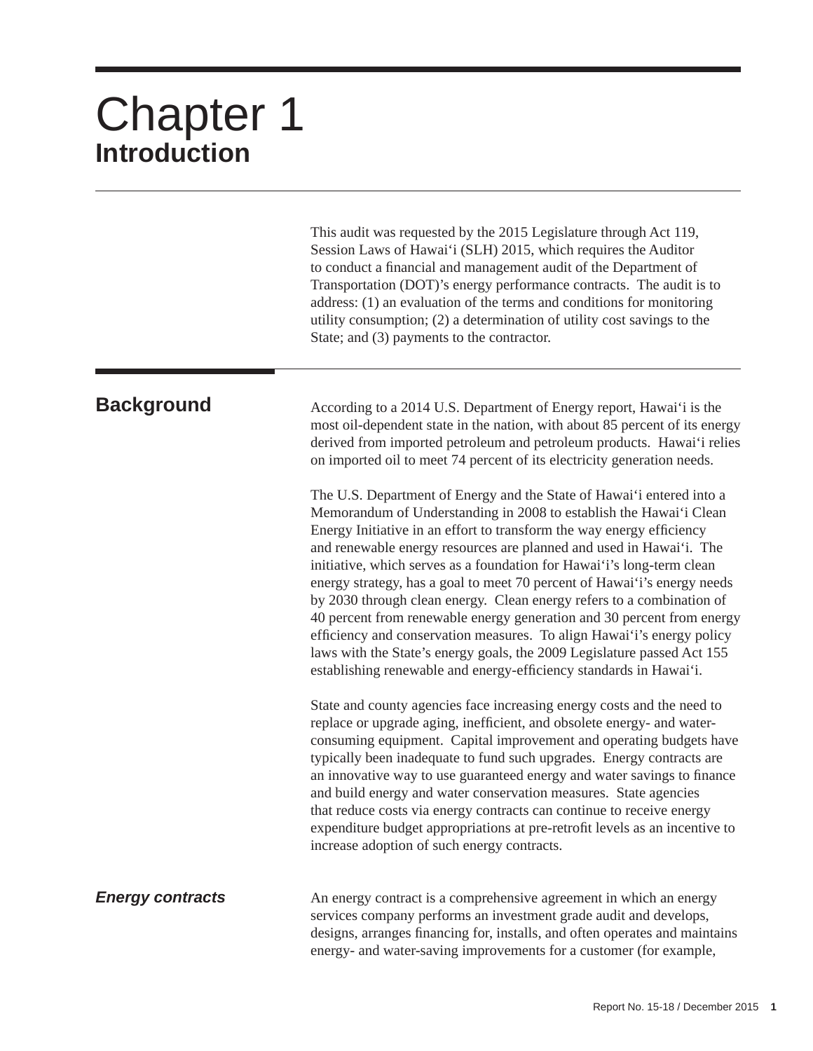# Chapter 1
## Introduction

This audit was requested by the 2015 Legislature through Act 119, Session Laws of Hawai‘i (SLH) 2015, which requires the Auditor to conduct a financial and management audit of the Department of Transportation (DOT)'s energy performance contracts. The audit is to address: (1) an evaluation of the terms and conditions for monitoring utility consumption; (2) a determination of utility cost savings to the State; and (3) payments to the contractor.

## Background

According to a 2014 U.S. Department of Energy report, Hawai‘i is the most oil-dependent state in the nation, with about 85 percent of its energy derived from imported petroleum and petroleum products. Hawai‘i relies on imported oil to meet 74 percent of its electricity generation needs.

The U.S. Department of Energy and the State of Hawai‘i entered into a Memorandum of Understanding in 2008 to establish the Hawai‘i Clean Energy Initiative in an effort to transform the way energy efficiency and renewable energy resources are planned and used in Hawai‘i. The initiative, which serves as a foundation for Hawai‘i's long-term clean energy strategy, has a goal to meet 70 percent of Hawai‘i's energy needs by 2030 through clean energy. Clean energy refers to a combination of 40 percent from renewable energy generation and 30 percent from energy efficiency and conservation measures. To align Hawai‘i's energy policy laws with the State's energy goals, the 2009 Legislature passed Act 155 establishing renewable and energy-efficiency standards in Hawai‘i.

State and county agencies face increasing energy costs and the need to replace or upgrade aging, inefficient, and obsolete energy- and water-consuming equipment. Capital improvement and operating budgets have typically been inadequate to fund such upgrades. Energy contracts are an innovative way to use guaranteed energy and water savings to finance and build energy and water conservation measures. State agencies that reduce costs via energy contracts can continue to receive energy expenditure budget appropriations at pre-retrofit levels as an incentive to increase adoption of such energy contracts.

### *Energy contracts*

An energy contract is a comprehensive agreement in which an energy services company performs an investment grade audit and develops, designs, arranges financing for, installs, and often operates and maintains energy- and water-saving improvements for a customer (for example,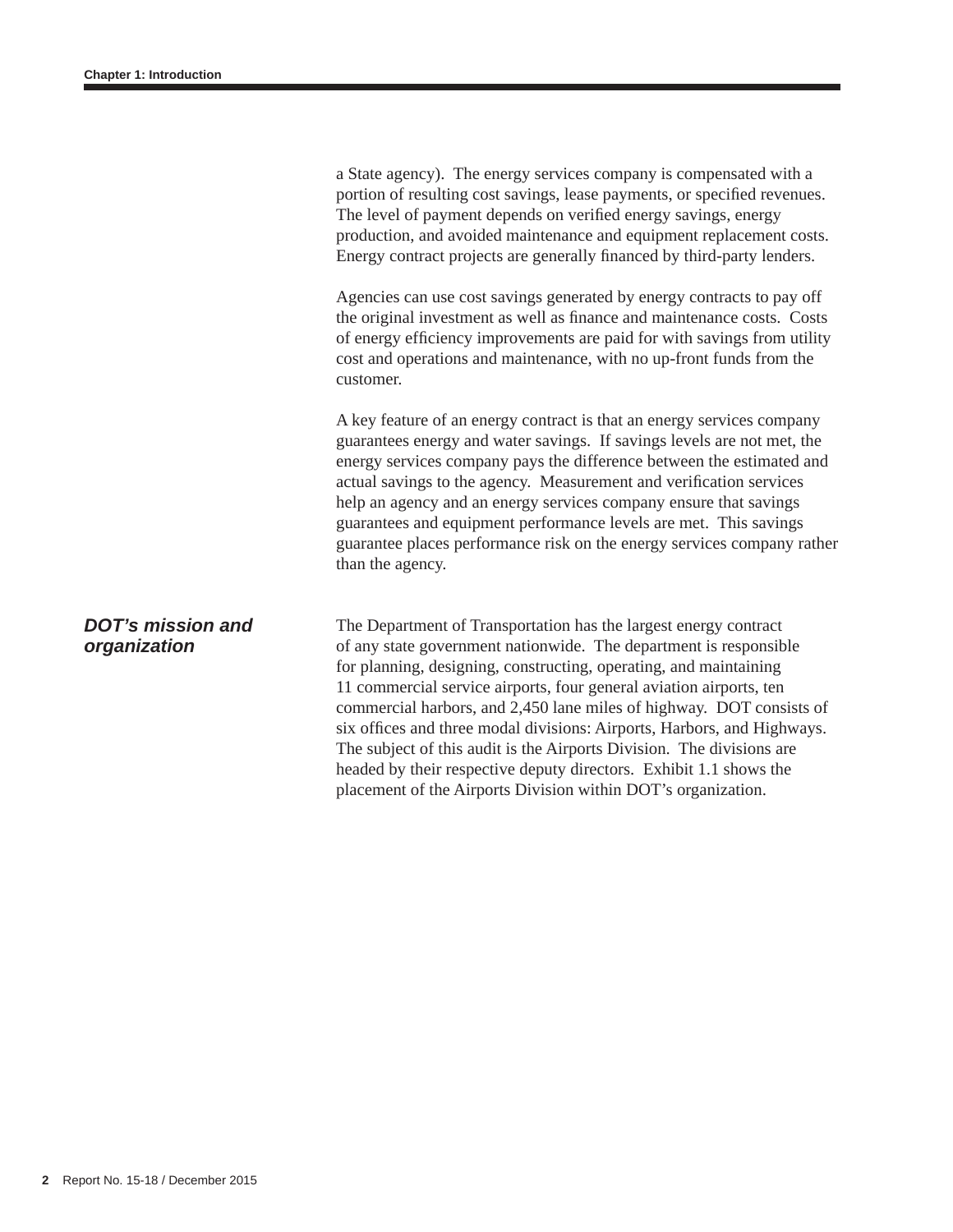a State agency). The energy services company is compensated with a portion of resulting cost savings, lease payments, or specified revenues. The level of payment depends on verified energy savings, energy production, and avoided maintenance and equipment replacement costs. Energy contract projects are generally financed by third-party lenders.

Agencies can use cost savings generated by energy contracts to pay off the original investment as well as finance and maintenance costs. Costs of energy efficiency improvements are paid for with savings from utility cost and operations and maintenance, with no up-front funds from the customer.

A key feature of an energy contract is that an energy services company guarantees energy and water savings. If savings levels are not met, the energy services company pays the difference between the estimated and actual savings to the agency. Measurement and verification services help an agency and an energy services company ensure that savings guarantees and equipment performance levels are met. This savings guarantee places performance risk on the energy services company rather than the agency.

### *DOT's mission and organization*

The Department of Transportation has the largest energy contract of any state government nationwide. The department is responsible for planning, designing, constructing, operating, and maintaining 11 commercial service airports, four general aviation airports, ten commercial harbors, and 2,450 lane miles of highway. DOT consists of six offices and three modal divisions: Airports, Harbors, and Highways. The subject of this audit is the Airports Division. The divisions are headed by their respective deputy directors. Exhibit 1.1 shows the placement of the Airports Division within DOT's organization.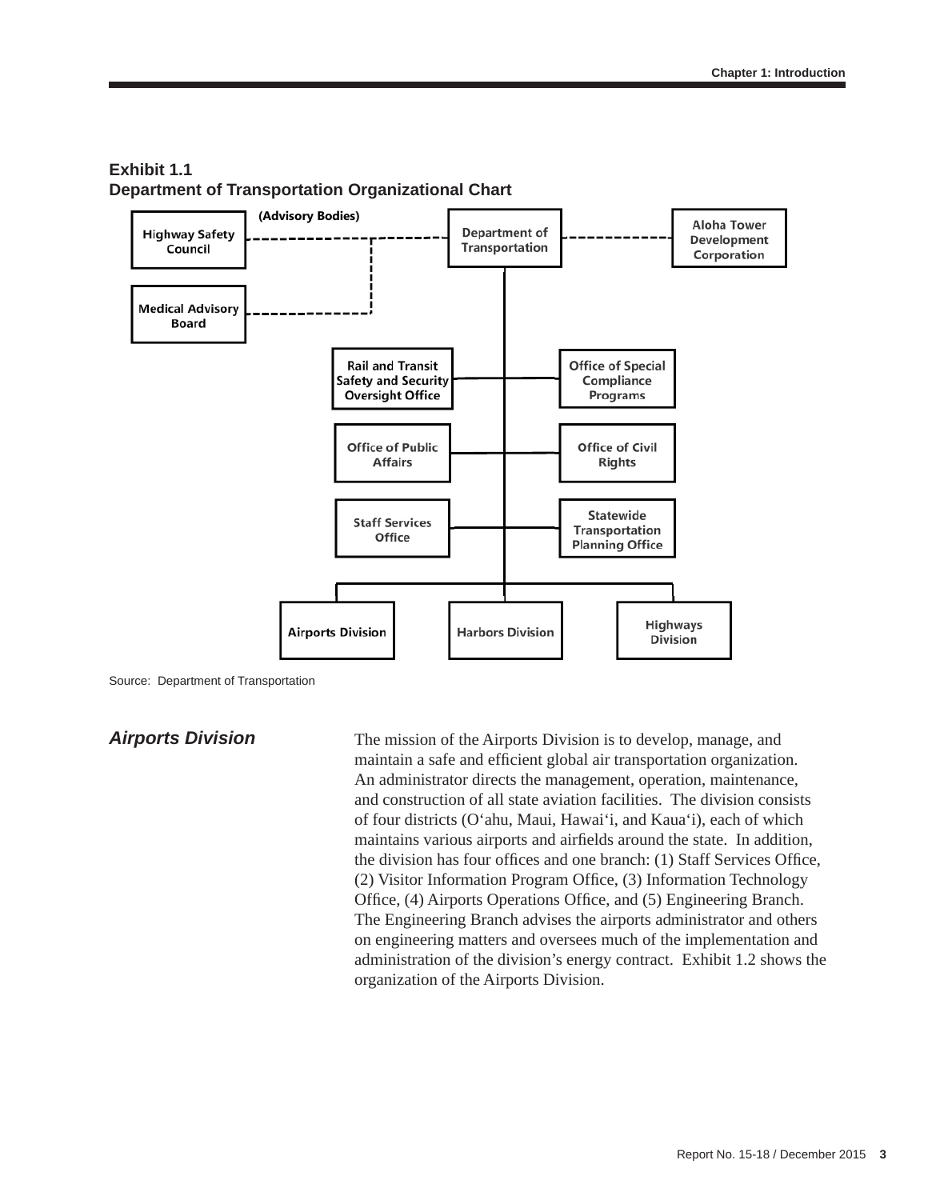**Exhibit 1.1**
**Department of Transportation Organizational Chart**

(Advisory Bodies)

Highway Safety Council

Medical Advisory Board

Department of Transportation

Aloha Tower Development Corporation

Rail and Transit Safety and Security Oversight Office

Office of Special Compliance Programs

Office of Public Affairs

Office of Civil Rights

Staff Services Office

Statewide Transportation Planning Office

Airports Division

Harbors Division

Highways Division

Source: Department of Transportation

### *Airports Division*

The mission of the Airports Division is to develop, manage, and maintain a safe and efficient global air transportation organization. An administrator directs the management, operation, maintenance, and construction of all state aviation facilities. The division consists of four districts (O‘ahu, Maui, Hawai‘i, and Kaua‘i), each of which maintains various airports and airfields around the state. In addition, the division has four offices and one branch: (1) Staff Services Office, (2) Visitor Information Program Office, (3) Information Technology Office, (4) Airports Operations Office, and (5) Engineering Branch. The Engineering Branch advises the airports administrator and others on engineering matters and oversees much of the implementation and administration of the division’s energy contract. Exhibit 1.2 shows the organization of the Airports Division.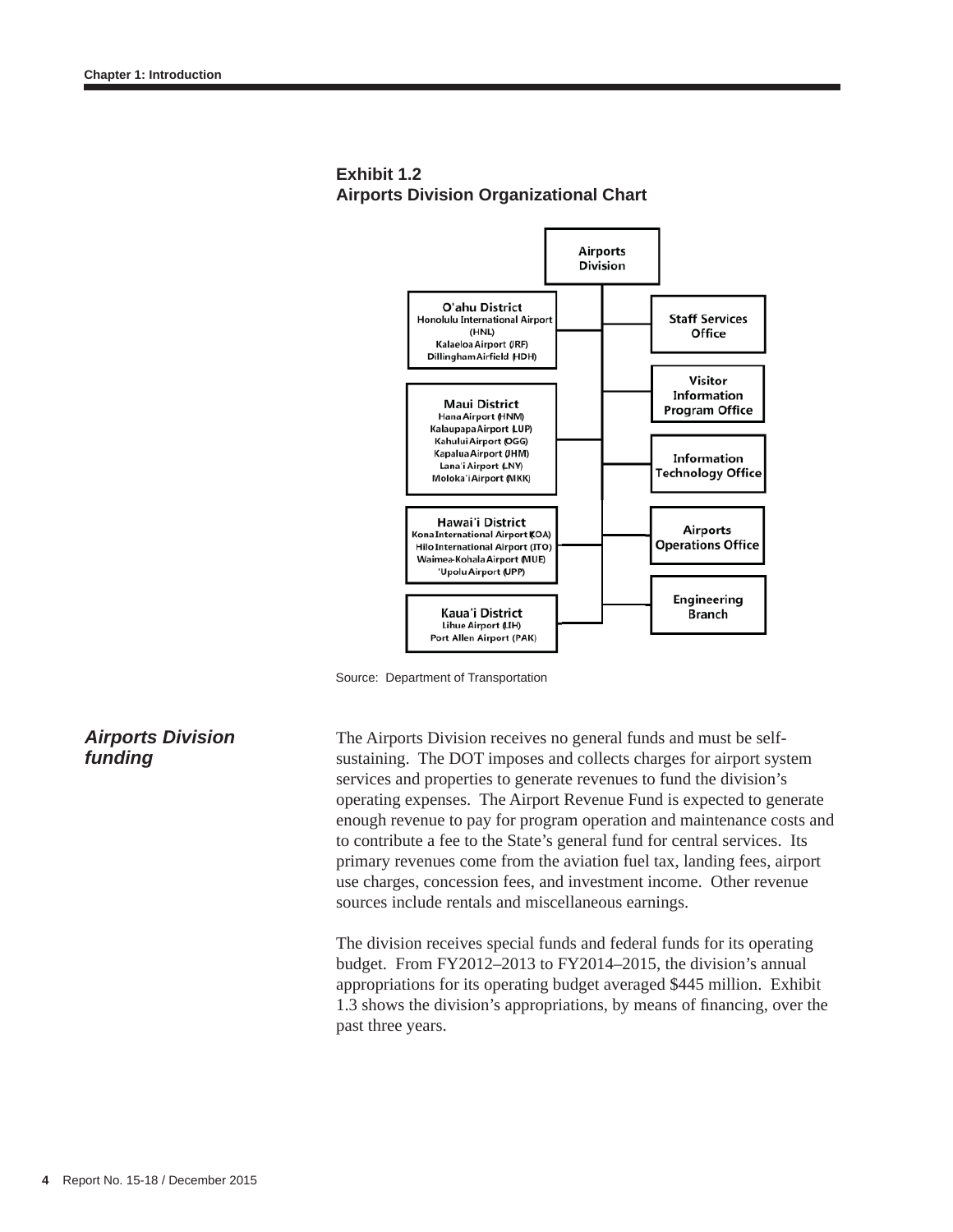**Exhibit 1.2**
**Airports Division Organizational Chart**

Airports Division

- O'ahu District
  - Honolulu International Airport (HNL)
  - Kalaeloa Airport (JRF)
  - Dillingham Airfield (HDH)
- Maui District
  - Hana Airport (HNM)
  - Kalaupapa Airport (LUP)
  - Kahului Airport (OGG)
  - Kapalua Airport (JHM)
  - Lana'i Airport (LNY)
  - Moloka'i Airport (MKK)
- Hawai'i District
  - Kona International Airport (KOA)
  - Hilo International Airport (ITO)
  - Waimea-Kohala Airport (MUE)
  - 'Upolu Airport (UPP)
- Kaua'i District
  - Lihue Airport (LIH)
  - Port Allen Airport (PAK)
- Staff Services Office
- Visitor Information Program Office
- Information Technology Office
- Airports Operations Office
- Engineering Branch

Source: Department of Transportation

### *Airports Division funding*

The Airports Division receives no general funds and must be self-sustaining. The DOT imposes and collects charges for airport system services and properties to generate revenues to fund the division's operating expenses. The Airport Revenue Fund is expected to generate enough revenue to pay for program operation and maintenance costs and to contribute a fee to the State's general fund for central services. Its primary revenues come from the aviation fuel tax, landing fees, airport use charges, concession fees, and investment income. Other revenue sources include rentals and miscellaneous earnings.

The division receives special funds and federal funds for its operating budget. From FY2012–2013 to FY2014–2015, the division's annual appropriations for its operating budget averaged $445 million. Exhibit 1.3 shows the division's appropriations, by means of financing, over the past three years.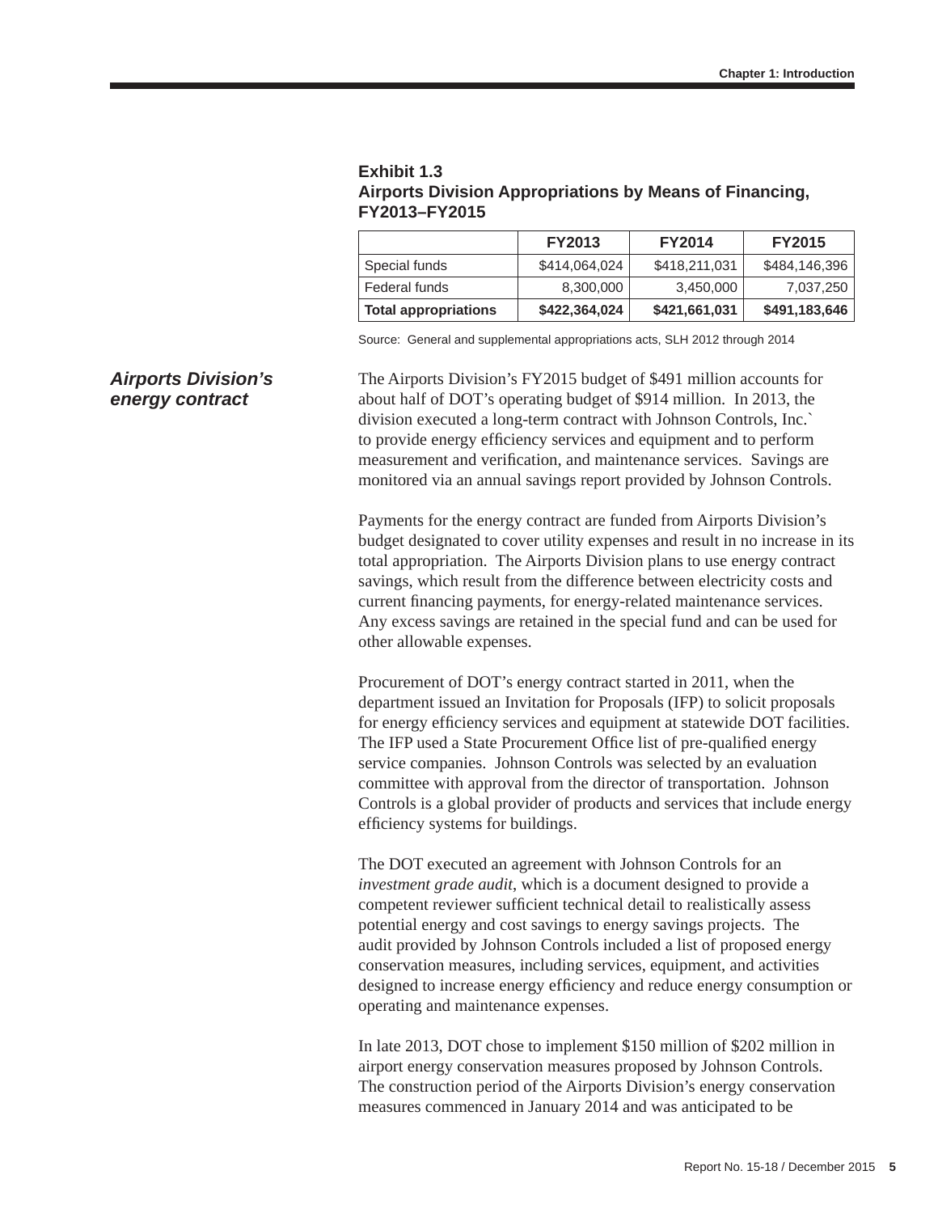**Exhibit 1.3**
**Airports Division Appropriations by Means of Financing, FY2013–FY2015**

| | FY2013 | FY2014 | FY2015 |
|---|---|---|---|
| Special funds | $414,064,024 | $418,211,031 | $484,146,396 |
| Federal funds | 8,300,000 | 3,450,000 | 7,037,250 |
| **Total appropriations** | **$422,364,024** | **$421,661,031** | **$491,183,646** |

Source: General and supplemental appropriations acts, SLH 2012 through 2014

## *Airports Division's energy contract*

The Airports Division's FY2015 budget of $491 million accounts for about half of DOT's operating budget of $914 million. In 2013, the division executed a long-term contract with Johnson Controls, Inc.` to provide energy efficiency services and equipment and to perform measurement and verification, and maintenance services. Savings are monitored via an annual savings report provided by Johnson Controls.

Payments for the energy contract are funded from Airports Division's budget designated to cover utility expenses and result in no increase in its total appropriation. The Airports Division plans to use energy contract savings, which result from the difference between electricity costs and current financing payments, for energy-related maintenance services. Any excess savings are retained in the special fund and can be used for other allowable expenses.

Procurement of DOT's energy contract started in 2011, when the department issued an Invitation for Proposals (IFP) to solicit proposals for energy efficiency services and equipment at statewide DOT facilities. The IFP used a State Procurement Office list of pre-qualified energy service companies. Johnson Controls was selected by an evaluation committee with approval from the director of transportation. Johnson Controls is a global provider of products and services that include energy efficiency systems for buildings.

The DOT executed an agreement with Johnson Controls for an *investment grade audit*, which is a document designed to provide a competent reviewer sufficient technical detail to realistically assess potential energy and cost savings to energy savings projects. The audit provided by Johnson Controls included a list of proposed energy conservation measures, including services, equipment, and activities designed to increase energy efficiency and reduce energy consumption or operating and maintenance expenses.

In late 2013, DOT chose to implement $150 million of $202 million in airport energy conservation measures proposed by Johnson Controls. The construction period of the Airports Division's energy conservation measures commenced in January 2014 and was anticipated to be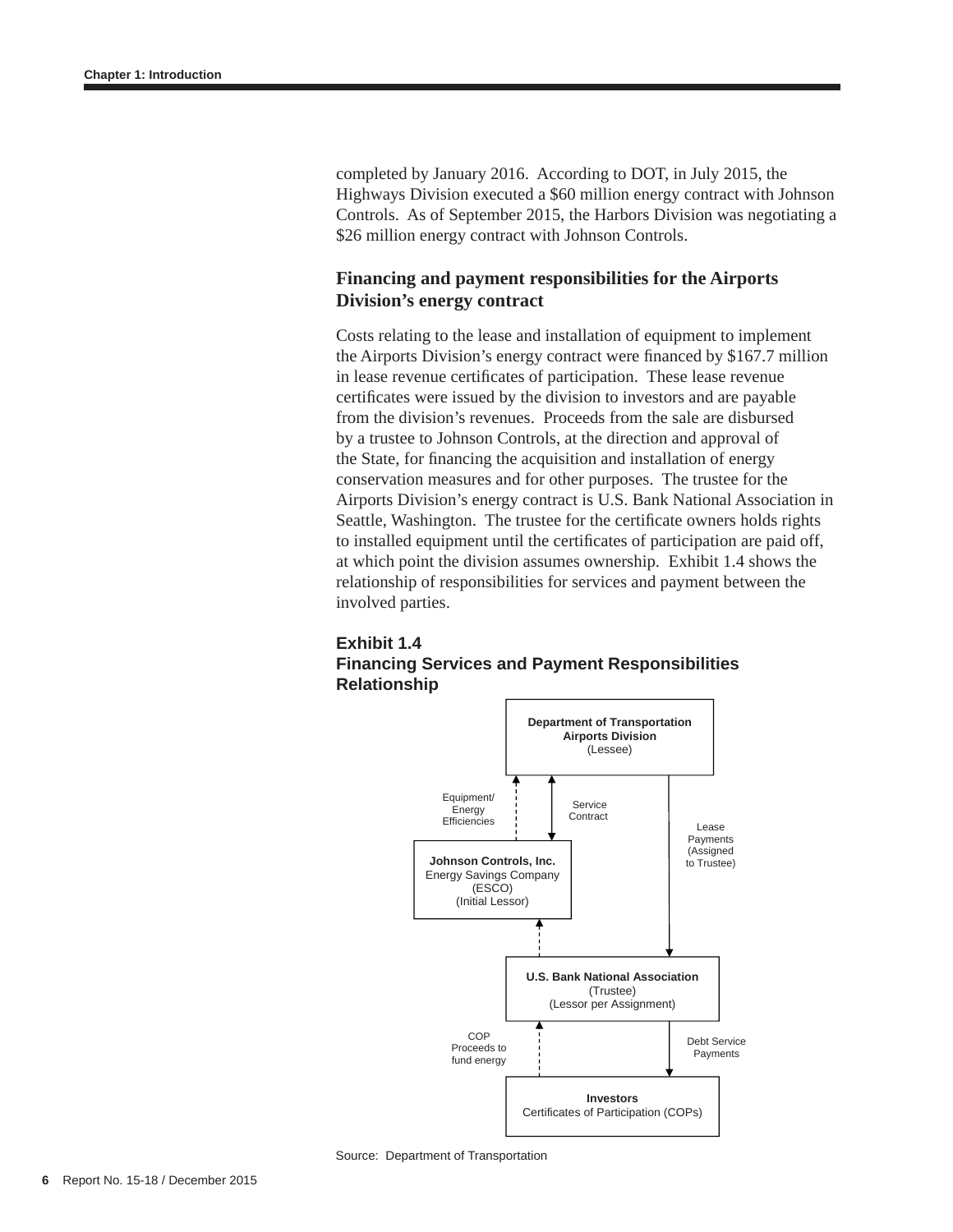completed by January 2016. According to DOT, in July 2015, the Highways Division executed a $60 million energy contract with Johnson Controls. As of September 2015, the Harbors Division was negotiating a $26 million energy contract with Johnson Controls.

### Financing and payment responsibilities for the Airports Division's energy contract

Costs relating to the lease and installation of equipment to implement the Airports Division's energy contract were financed by $167.7 million in lease revenue certificates of participation. These lease revenue certificates were issued by the division to investors and are payable from the division's revenues. Proceeds from the sale are disbursed by a trustee to Johnson Controls, at the direction and approval of the State, for financing the acquisition and installation of energy conservation measures and for other purposes. The trustee for the Airports Division's energy contract is U.S. Bank National Association in Seattle, Washington. The trustee for the certificate owners holds rights to installed equipment until the certificates of participation are paid off, at which point the division assumes ownership. Exhibit 1.4 shows the relationship of responsibilities for services and payment between the involved parties.

**Exhibit 1.4**
**Financing Services and Payment Responsibilities Relationship**

**Department of Transportation Airports Division** (Lessee)

Equipment/ Energy Efficiencies

Service Contract

Lease Payments (Assigned to Trustee)

**Johnson Controls, Inc.** Energy Savings Company (ESCO) (Initial Lessor)

**U.S. Bank National Association** (Trustee) (Lessor per Assignment)

COP Proceeds to fund energy

Debt Service Payments

**Investors** Certificates of Participation (COPs)

Source: Department of Transportation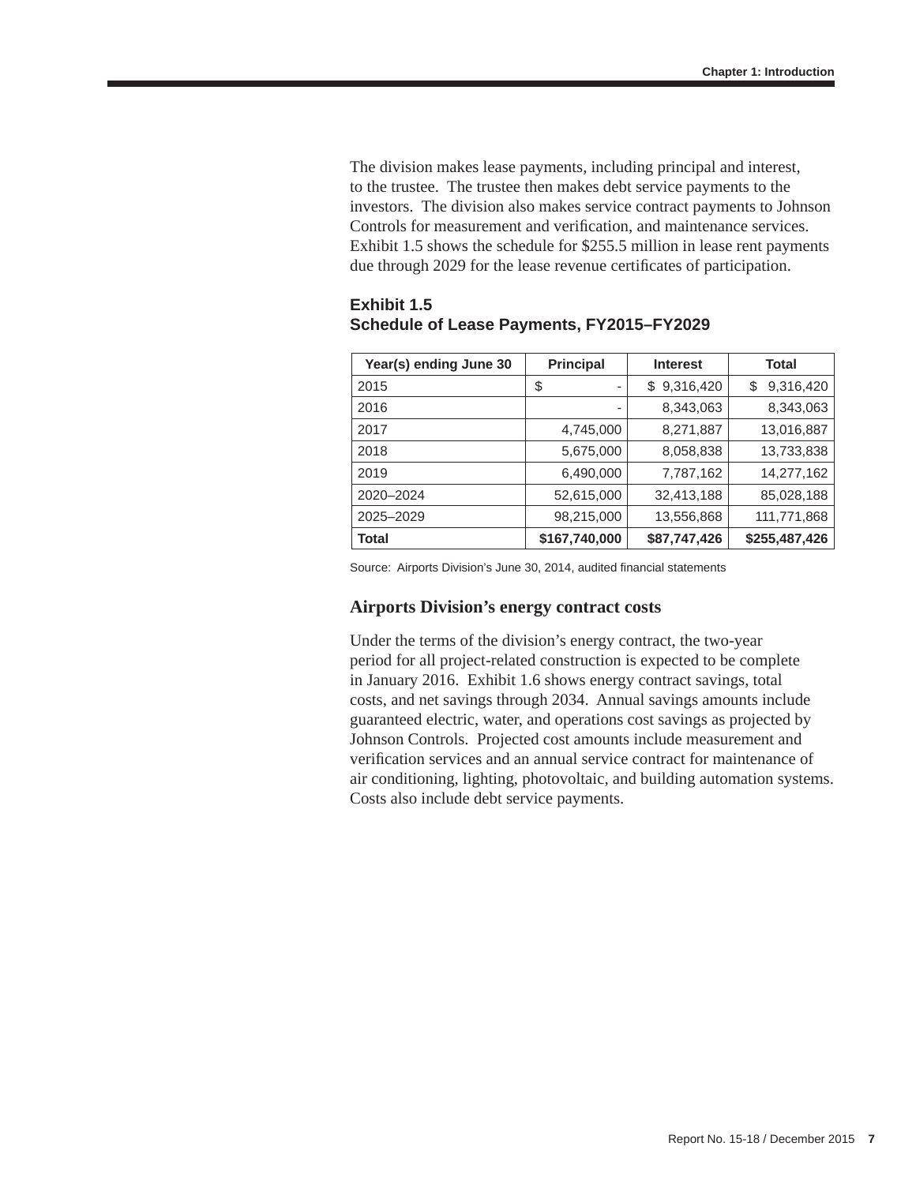The division makes lease payments, including principal and interest, to the trustee. The trustee then makes debt service payments to the investors. The division also makes service contract payments to Johnson Controls for measurement and verification, and maintenance services. Exhibit 1.5 shows the schedule for $255.5 million in lease rent payments due through 2029 for the lease revenue certificates of participation.

**Exhibit 1.5**
**Schedule of Lease Payments, FY2015–FY2029**

| Year(s) ending June 30 | Principal | Interest | Total |
|---|---|---|---|
| 2015 | $ - | $ 9,316,420 | $ 9,316,420 |
| 2016 | - | 8,343,063 | 8,343,063 |
| 2017 | 4,745,000 | 8,271,887 | 13,016,887 |
| 2018 | 5,675,000 | 8,058,838 | 13,733,838 |
| 2019 | 6,490,000 | 7,787,162 | 14,277,162 |
| 2020–2024 | 52,615,000 | 32,413,188 | 85,028,188 |
| 2025–2029 | 98,215,000 | 13,556,868 | 111,771,868 |
| **Total** | **$167,740,000** | **$87,747,426** | **$255,487,426** |

Source: Airports Division's June 30, 2014, audited financial statements

## Airports Division's energy contract costs

Under the terms of the division's energy contract, the two-year period for all project-related construction is expected to be complete in January 2016. Exhibit 1.6 shows energy contract savings, total costs, and net savings through 2034. Annual savings amounts include guaranteed electric, water, and operations cost savings as projected by Johnson Controls. Projected cost amounts include measurement and verification services and an annual service contract for maintenance of air conditioning, lighting, photovoltaic, and building automation systems. Costs also include debt service payments.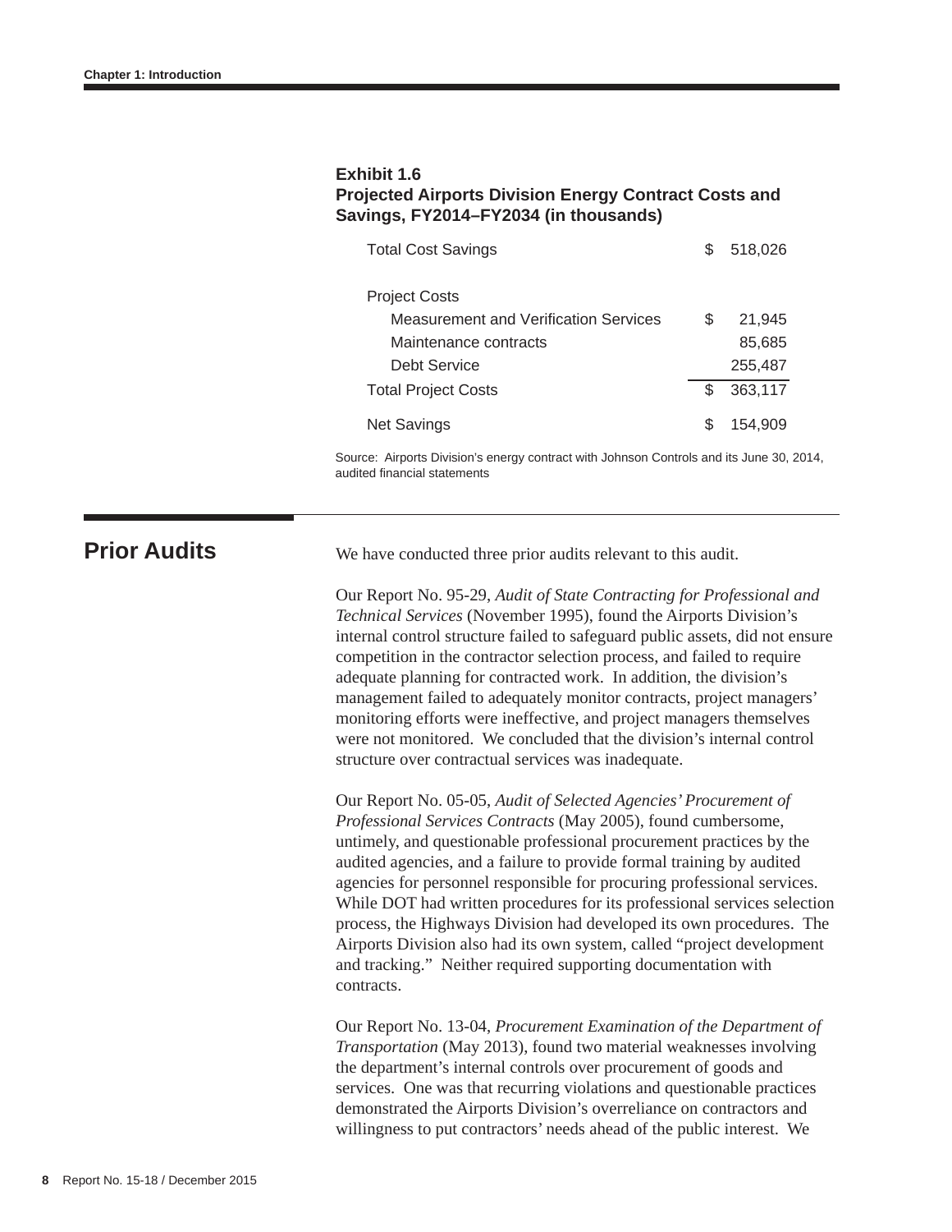**Exhibit 1.6**
**Projected Airports Division Energy Contract Costs and Savings, FY2014–FY2034 (in thousands)**

| | | |
|---|---|---|
| Total Cost Savings | $ | 518,026 |
| | | |
| Project Costs | | |
| Measurement and Verification Services | $ | 21,945 |
| Maintenance contracts | | 85,685 |
| Debt Service | | 255,487 |
| Total Project Costs | $ | 363,117 |
| Net Savings | $ | 154,909 |

Source: Airports Division's energy contract with Johnson Controls and its June 30, 2014, audited financial statements

## Prior Audits

We have conducted three prior audits relevant to this audit.

Our Report No. 95-29, *Audit of State Contracting for Professional and Technical Services* (November 1995), found the Airports Division's internal control structure failed to safeguard public assets, did not ensure competition in the contractor selection process, and failed to require adequate planning for contracted work. In addition, the division's management failed to adequately monitor contracts, project managers' monitoring efforts were ineffective, and project managers themselves were not monitored. We concluded that the division's internal control structure over contractual services was inadequate.

Our Report No. 05-05, *Audit of Selected Agencies' Procurement of Professional Services Contracts* (May 2005), found cumbersome, untimely, and questionable professional procurement practices by the audited agencies, and a failure to provide formal training by audited agencies for personnel responsible for procuring professional services. While DOT had written procedures for its professional services selection process, the Highways Division had developed its own procedures. The Airports Division also had its own system, called "project development and tracking." Neither required supporting documentation with contracts.

Our Report No. 13-04, *Procurement Examination of the Department of Transportation* (May 2013), found two material weaknesses involving the department's internal controls over procurement of goods and services. One was that recurring violations and questionable practices demonstrated the Airports Division's overreliance on contractors and willingness to put contractors' needs ahead of the public interest. We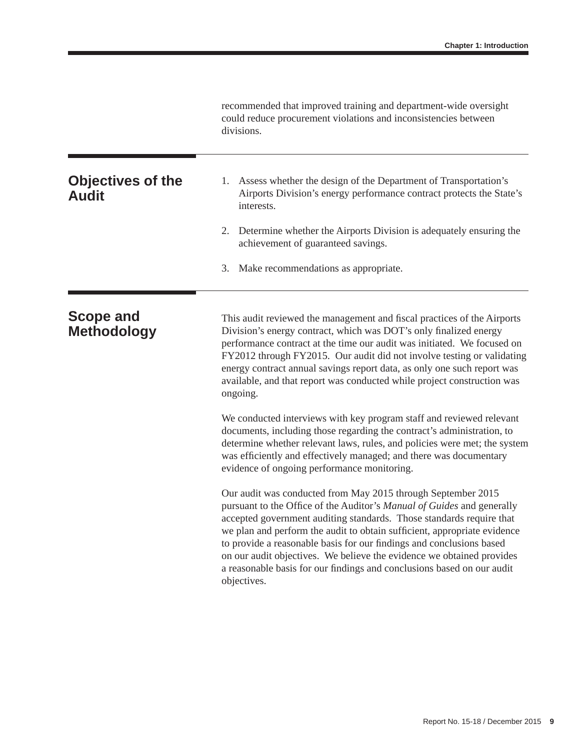recommended that improved training and department-wide oversight could reduce procurement violations and inconsistencies between divisions.

## Objectives of the Audit

1. Assess whether the design of the Department of Transportation's Airports Division's energy performance contract protects the State's interests.

2. Determine whether the Airports Division is adequately ensuring the achievement of guaranteed savings.

3. Make recommendations as appropriate.

## Scope and Methodology

This audit reviewed the management and fiscal practices of the Airports Division's energy contract, which was DOT's only finalized energy performance contract at the time our audit was initiated. We focused on FY2012 through FY2015. Our audit did not involve testing or validating energy contract annual savings report data, as only one such report was available, and that report was conducted while project construction was ongoing.

We conducted interviews with key program staff and reviewed relevant documents, including those regarding the contract's administration, to determine whether relevant laws, rules, and policies were met; the system was efficiently and effectively managed; and there was documentary evidence of ongoing performance monitoring.

Our audit was conducted from May 2015 through September 2015 pursuant to the Office of the Auditor's *Manual of Guides* and generally accepted government auditing standards. Those standards require that we plan and perform the audit to obtain sufficient, appropriate evidence to provide a reasonable basis for our findings and conclusions based on our audit objectives. We believe the evidence we obtained provides a reasonable basis for our findings and conclusions based on our audit objectives.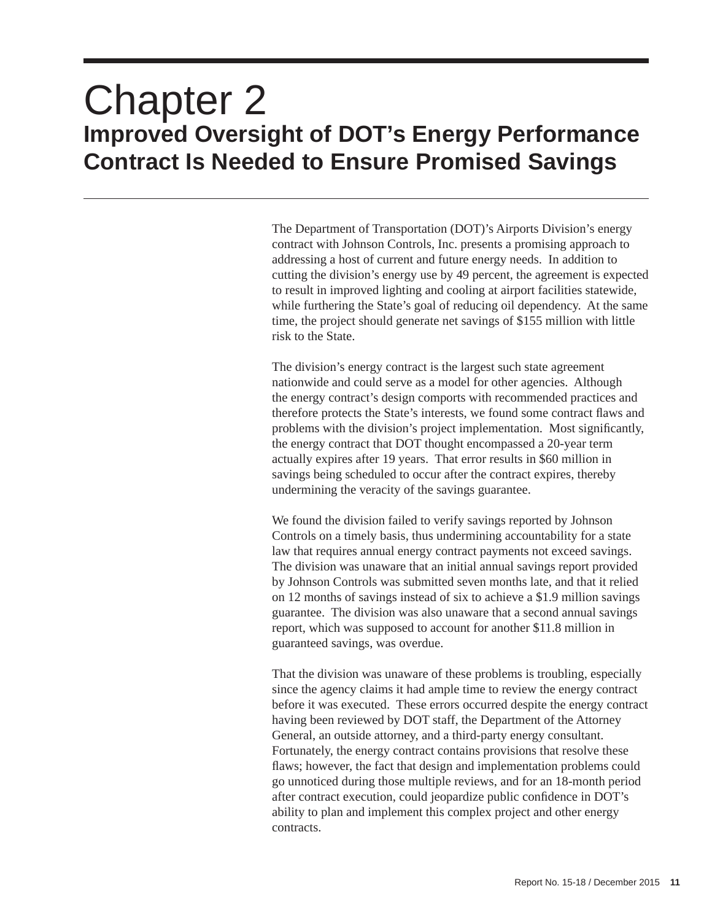# Chapter 2
## Improved Oversight of DOT's Energy Performance Contract Is Needed to Ensure Promised Savings

The Department of Transportation (DOT)'s Airports Division's energy contract with Johnson Controls, Inc. presents a promising approach to addressing a host of current and future energy needs. In addition to cutting the division's energy use by 49 percent, the agreement is expected to result in improved lighting and cooling at airport facilities statewide, while furthering the State's goal of reducing oil dependency. At the same time, the project should generate net savings of $155 million with little risk to the State.

The division's energy contract is the largest such state agreement nationwide and could serve as a model for other agencies. Although the energy contract's design comports with recommended practices and therefore protects the State's interests, we found some contract flaws and problems with the division's project implementation. Most significantly, the energy contract that DOT thought encompassed a 20-year term actually expires after 19 years. That error results in $60 million in savings being scheduled to occur after the contract expires, thereby undermining the veracity of the savings guarantee.

We found the division failed to verify savings reported by Johnson Controls on a timely basis, thus undermining accountability for a state law that requires annual energy contract payments not exceed savings. The division was unaware that an initial annual savings report provided by Johnson Controls was submitted seven months late, and that it relied on 12 months of savings instead of six to achieve a $1.9 million savings guarantee. The division was also unaware that a second annual savings report, which was supposed to account for another $11.8 million in guaranteed savings, was overdue.

That the division was unaware of these problems is troubling, especially since the agency claims it had ample time to review the energy contract before it was executed. These errors occurred despite the energy contract having been reviewed by DOT staff, the Department of the Attorney General, an outside attorney, and a third-party energy consultant. Fortunately, the energy contract contains provisions that resolve these flaws; however, the fact that design and implementation problems could go unnoticed during those multiple reviews, and for an 18-month period after contract execution, could jeopardize public confidence in DOT's ability to plan and implement this complex project and other energy contracts.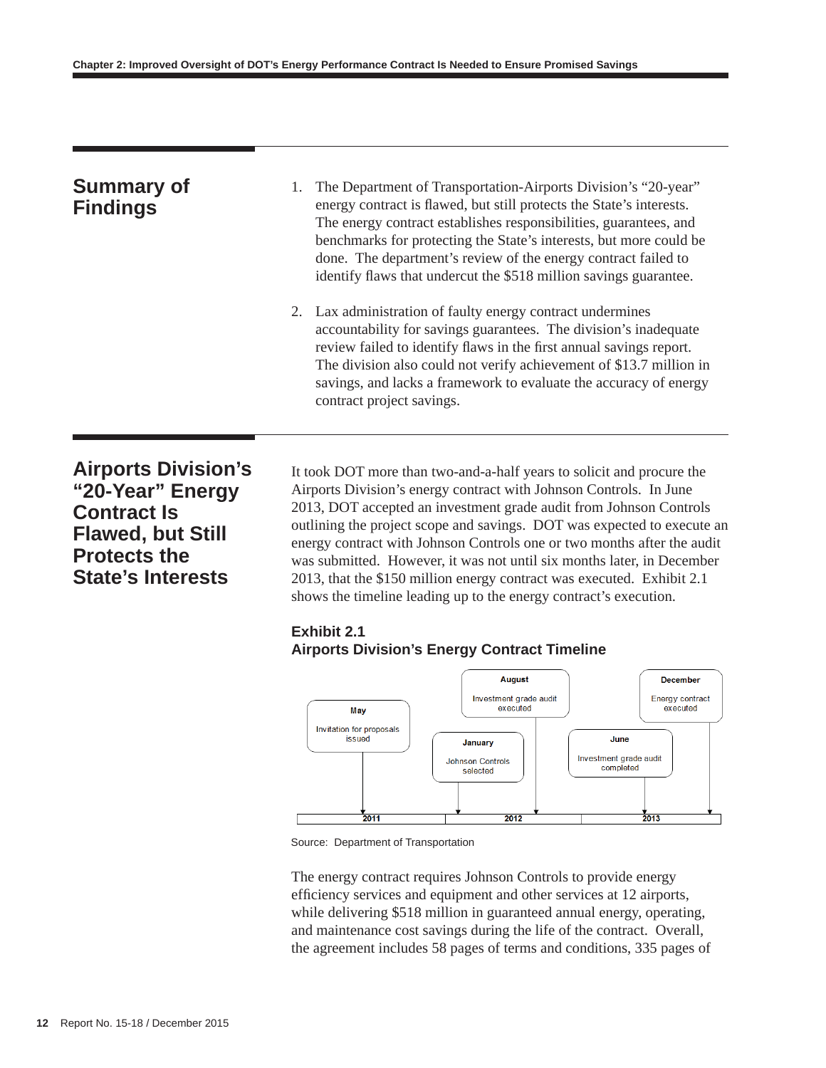## Summary of Findings

1. The Department of Transportation-Airports Division's "20-year" energy contract is flawed, but still protects the State's interests. The energy contract establishes responsibilities, guarantees, and benchmarks for protecting the State's interests, but more could be done. The department's review of the energy contract failed to identify flaws that undercut the $518 million savings guarantee.

2. Lax administration of faulty energy contract undermines accountability for savings guarantees. The division's inadequate review failed to identify flaws in the first annual savings report. The division also could not verify achievement of $13.7 million in savings, and lacks a framework to evaluate the accuracy of energy contract project savings.

## Airports Division's "20-Year" Energy Contract Is Flawed, but Still Protects the State's Interests

It took DOT more than two-and-a-half years to solicit and procure the Airports Division's energy contract with Johnson Controls. In June 2013, DOT accepted an investment grade audit from Johnson Controls outlining the project scope and savings. DOT was expected to execute an energy contract with Johnson Controls one or two months after the audit was submitted. However, it was not until six months later, in December 2013, that the $150 million energy contract was executed. Exhibit 2.1 shows the timeline leading up to the energy contract's execution.

**Exhibit 2.1**
**Airports Division's Energy Contract Timeline**

| Year | Month | Event |
|---|---|---|
| 2011 | May | Invitation for proposals issued |
| 2012 | January | Johnson Controls selected |
| 2012 | August | Investment grade audit executed |
| 2013 | June | Investment grade audit completed |
| 2013 | December | Energy contract executed |

Source: Department of Transportation

The energy contract requires Johnson Controls to provide energy efficiency services and equipment and other services at 12 airports, while delivering $518 million in guaranteed annual energy, operating, and maintenance cost savings during the life of the contract. Overall, the agreement includes 58 pages of terms and conditions, 335 pages of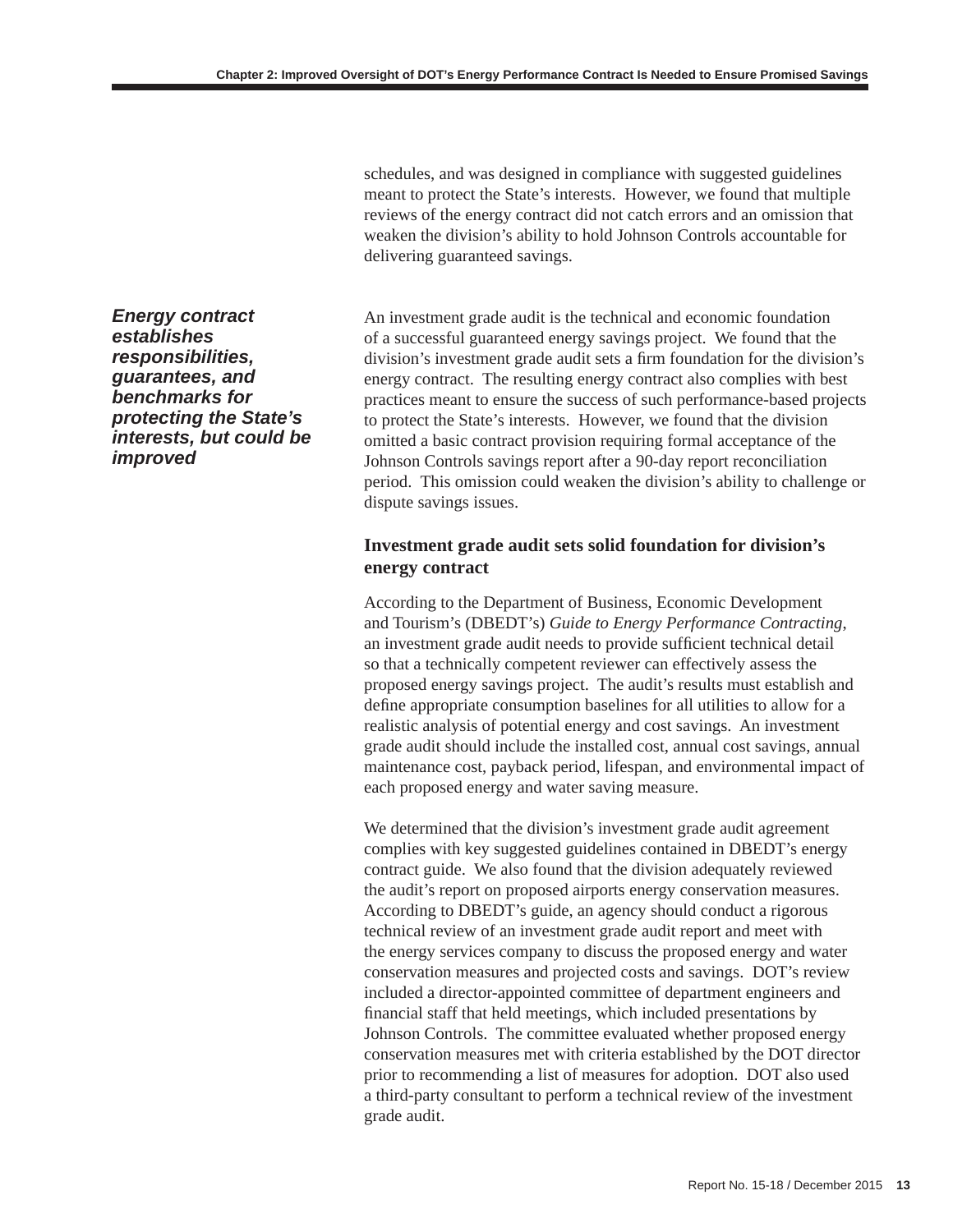schedules, and was designed in compliance with suggested guidelines meant to protect the State's interests. However, we found that multiple reviews of the energy contract did not catch errors and an omission that weaken the division's ability to hold Johnson Controls accountable for delivering guaranteed savings.

***Energy contract establishes responsibilities, guarantees, and benchmarks for protecting the State's interests, but could be improved***

An investment grade audit is the technical and economic foundation of a successful guaranteed energy savings project. We found that the division's investment grade audit sets a firm foundation for the division's energy contract. The resulting energy contract also complies with best practices meant to ensure the success of such performance-based projects to protect the State's interests. However, we found that the division omitted a basic contract provision requiring formal acceptance of the Johnson Controls savings report after a 90-day report reconciliation period. This omission could weaken the division's ability to challenge or dispute savings issues.

### Investment grade audit sets solid foundation for division's energy contract

According to the Department of Business, Economic Development and Tourism's (DBEDT's) *Guide to Energy Performance Contracting*, an investment grade audit needs to provide sufficient technical detail so that a technically competent reviewer can effectively assess the proposed energy savings project. The audit's results must establish and define appropriate consumption baselines for all utilities to allow for a realistic analysis of potential energy and cost savings. An investment grade audit should include the installed cost, annual cost savings, annual maintenance cost, payback period, lifespan, and environmental impact of each proposed energy and water saving measure.

We determined that the division's investment grade audit agreement complies with key suggested guidelines contained in DBEDT's energy contract guide. We also found that the division adequately reviewed the audit's report on proposed airports energy conservation measures. According to DBEDT's guide, an agency should conduct a rigorous technical review of an investment grade audit report and meet with the energy services company to discuss the proposed energy and water conservation measures and projected costs and savings. DOT's review included a director-appointed committee of department engineers and financial staff that held meetings, which included presentations by Johnson Controls. The committee evaluated whether proposed energy conservation measures met with criteria established by the DOT director prior to recommending a list of measures for adoption. DOT also used a third-party consultant to perform a technical review of the investment grade audit.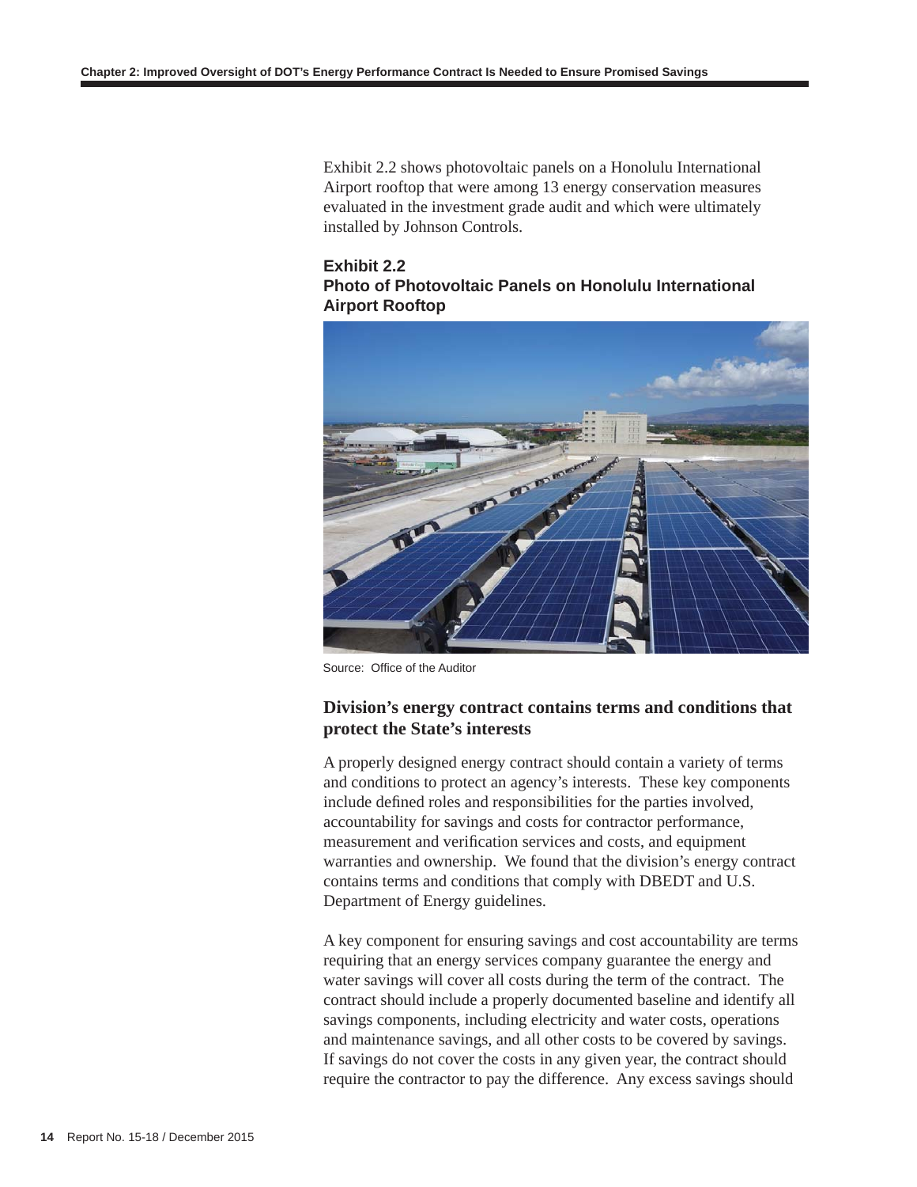Exhibit 2.2 shows photovoltaic panels on a Honolulu International Airport rooftop that were among 13 energy conservation measures evaluated in the investment grade audit and which were ultimately installed by Johnson Controls.

**Exhibit 2.2**
**Photo of Photovoltaic Panels on Honolulu International Airport Rooftop**

Source: Office of the Auditor

### Division's energy contract contains terms and conditions that protect the State's interests

A properly designed energy contract should contain a variety of terms and conditions to protect an agency's interests. These key components include defined roles and responsibilities for the parties involved, accountability for savings and costs for contractor performance, measurement and verification services and costs, and equipment warranties and ownership. We found that the division's energy contract contains terms and conditions that comply with DBEDT and U.S. Department of Energy guidelines.

A key component for ensuring savings and cost accountability are terms requiring that an energy services company guarantee the energy and water savings will cover all costs during the term of the contract. The contract should include a properly documented baseline and identify all savings components, including electricity and water costs, operations and maintenance savings, and all other costs to be covered by savings. If savings do not cover the costs in any given year, the contract should require the contractor to pay the difference. Any excess savings should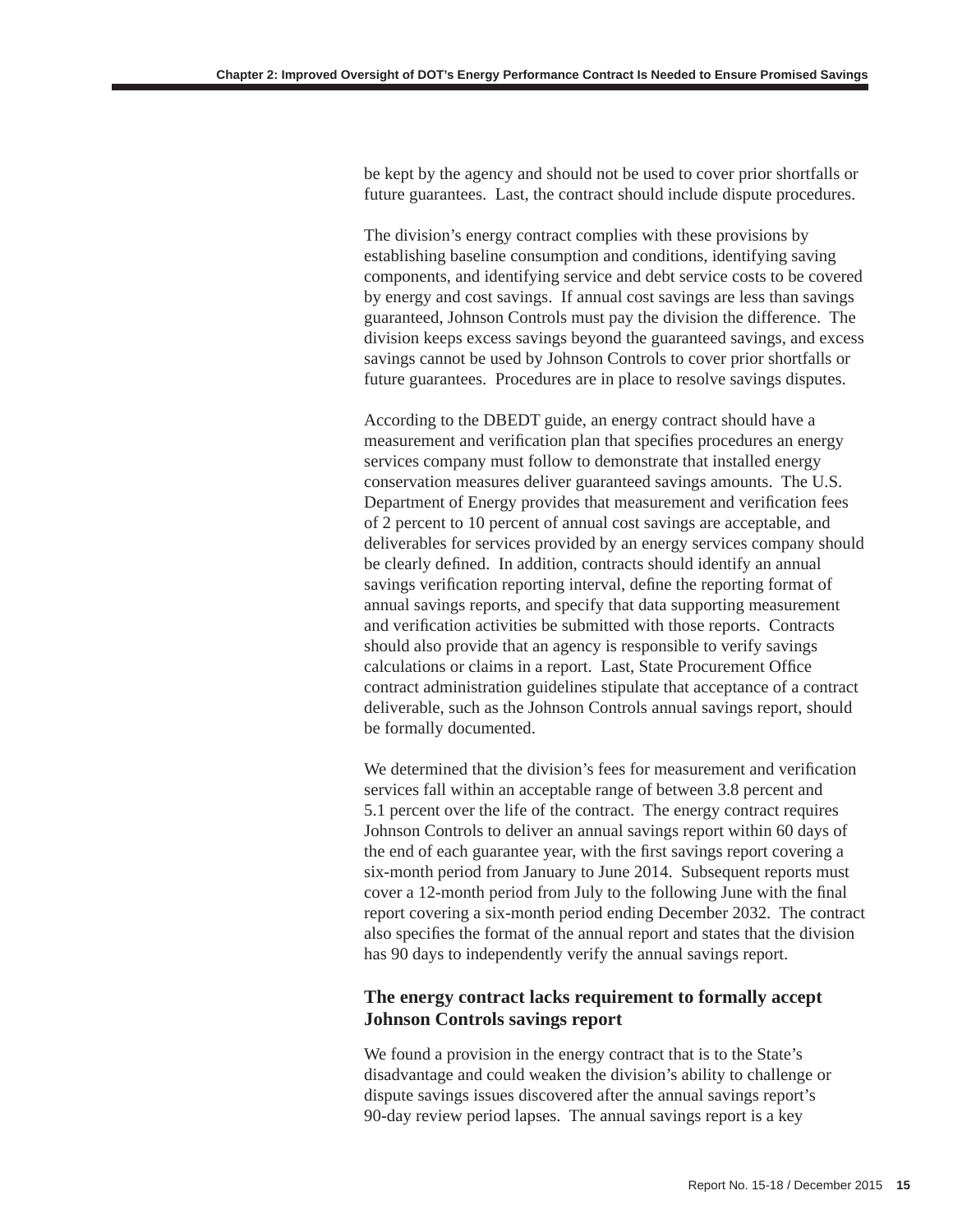be kept by the agency and should not be used to cover prior shortfalls or future guarantees. Last, the contract should include dispute procedures.

The division's energy contract complies with these provisions by establishing baseline consumption and conditions, identifying saving components, and identifying service and debt service costs to be covered by energy and cost savings. If annual cost savings are less than savings guaranteed, Johnson Controls must pay the division the difference. The division keeps excess savings beyond the guaranteed savings, and excess savings cannot be used by Johnson Controls to cover prior shortfalls or future guarantees. Procedures are in place to resolve savings disputes.

According to the DBEDT guide, an energy contract should have a measurement and verification plan that specifies procedures an energy services company must follow to demonstrate that installed energy conservation measures deliver guaranteed savings amounts. The U.S. Department of Energy provides that measurement and verification fees of 2 percent to 10 percent of annual cost savings are acceptable, and deliverables for services provided by an energy services company should be clearly defined. In addition, contracts should identify an annual savings verification reporting interval, define the reporting format of annual savings reports, and specify that data supporting measurement and verification activities be submitted with those reports. Contracts should also provide that an agency is responsible to verify savings calculations or claims in a report. Last, State Procurement Office contract administration guidelines stipulate that acceptance of a contract deliverable, such as the Johnson Controls annual savings report, should be formally documented.

We determined that the division's fees for measurement and verification services fall within an acceptable range of between 3.8 percent and 5.1 percent over the life of the contract. The energy contract requires Johnson Controls to deliver an annual savings report within 60 days of the end of each guarantee year, with the first savings report covering a six-month period from January to June 2014. Subsequent reports must cover a 12-month period from July to the following June with the final report covering a six-month period ending December 2032. The contract also specifies the format of the annual report and states that the division has 90 days to independently verify the annual savings report.

### The energy contract lacks requirement to formally accept Johnson Controls savings report

We found a provision in the energy contract that is to the State's disadvantage and could weaken the division's ability to challenge or dispute savings issues discovered after the annual savings report's 90-day review period lapses. The annual savings report is a key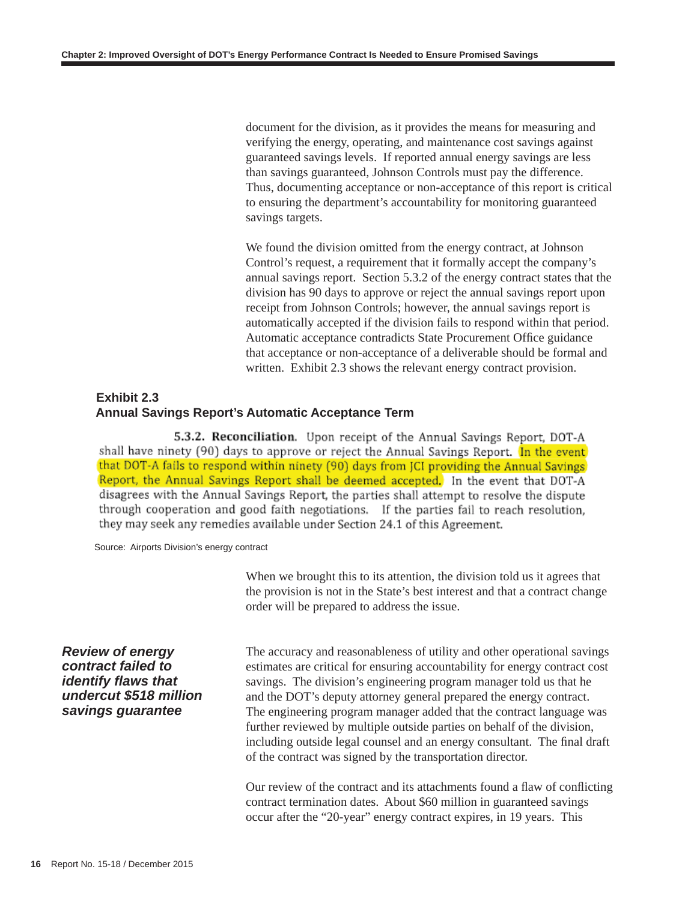document for the division, as it provides the means for measuring and verifying the energy, operating, and maintenance cost savings against guaranteed savings levels. If reported annual energy savings are less than savings guaranteed, Johnson Controls must pay the difference. Thus, documenting acceptance or non-acceptance of this report is critical to ensuring the department's accountability for monitoring guaranteed savings targets.

We found the division omitted from the energy contract, at Johnson Control's request, a requirement that it formally accept the company's annual savings report. Section 5.3.2 of the energy contract states that the division has 90 days to approve or reject the annual savings report upon receipt from Johnson Controls; however, the annual savings report is automatically accepted if the division fails to respond within that period. Automatic acceptance contradicts State Procurement Office guidance that acceptance or non-acceptance of a deliverable should be formal and written. Exhibit 2.3 shows the relevant energy contract provision.

**Exhibit 2.3**
**Annual Savings Report's Automatic Acceptance Term**

**5.3.2. Reconciliation.** Upon receipt of the Annual Savings Report, DOT-A shall have ninety (90) days to approve or reject the Annual Savings Report. In the event that DOT-A fails to respond within ninety (90) days from JCI providing the Annual Savings Report, the Annual Savings Report shall be deemed accepted. In the event that DOT-A disagrees with the Annual Savings Report, the parties shall attempt to resolve the dispute through cooperation and good faith negotiations. If the parties fail to reach resolution, they may seek any remedies available under Section 24.1 of this Agreement.

Source: Airports Division's energy contract

When we brought this to its attention, the division told us it agrees that the provision is not in the State's best interest and that a contract change order will be prepared to address the issue.

### *Review of energy contract failed to identify flaws that undercut $518 million savings guarantee*

The accuracy and reasonableness of utility and other operational savings estimates are critical for ensuring accountability for energy contract cost savings. The division's engineering program manager told us that he and the DOT's deputy attorney general prepared the energy contract. The engineering program manager added that the contract language was further reviewed by multiple outside parties on behalf of the division, including outside legal counsel and an energy consultant. The final draft of the contract was signed by the transportation director.

Our review of the contract and its attachments found a flaw of conflicting contract termination dates. About $60 million in guaranteed savings occur after the "20-year" energy contract expires, in 19 years. This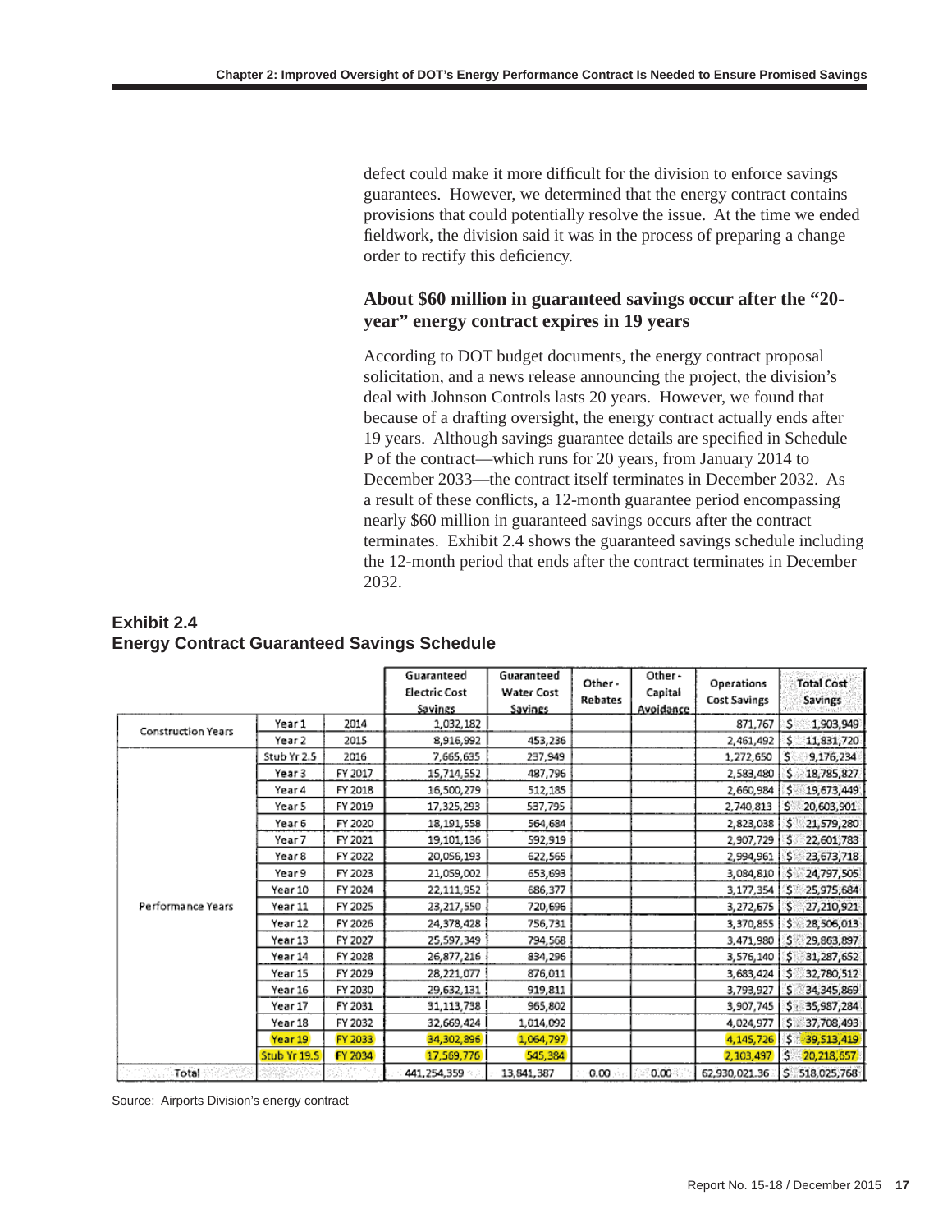defect could make it more difficult for the division to enforce savings guarantees. However, we determined that the energy contract contains provisions that could potentially resolve the issue. At the time we ended fieldwork, the division said it was in the process of preparing a change order to rectify this deficiency.

### About $60 million in guaranteed savings occur after the "20-year" energy contract expires in 19 years

According to DOT budget documents, the energy contract proposal solicitation, and a news release announcing the project, the division's deal with Johnson Controls lasts 20 years. However, we found that because of a drafting oversight, the energy contract actually ends after 19 years. Although savings guarantee details are specified in Schedule P of the contract—which runs for 20 years, from January 2014 to December 2033—the contract itself terminates in December 2032. As a result of these conflicts, a 12-month guarantee period encompassing nearly $60 million in guaranteed savings occurs after the contract terminates. Exhibit 2.4 shows the guaranteed savings schedule including the 12-month period that ends after the contract terminates in December 2032.

**Exhibit 2.4**
**Energy Contract Guaranteed Savings Schedule**

| | | | Guaranteed Electric Cost Savings | Guaranteed Water Cost Savings | Other - Rebates | Other - Capital Avoidance | Operations Cost Savings | Total Cost Savings |
|---|---|---|---|---|---|---|---|---|
| Construction Years | Year 1 | 2014 | 1,032,182 | | | | 871,767 | $ 1,903,949 |
| | Year 2 | 2015 | 8,916,992 | 453,236 | | | 2,461,492 | $ 11,831,720 |
| Performance Years | Stub Yr 2.5 | 2016 | 7,665,635 | 237,949 | | | 1,272,650 | $ 9,176,234 |
| | Year 3 | FY 2017 | 15,714,552 | 487,796 | | | 2,583,480 | $ 18,785,827 |
| | Year 4 | FY 2018 | 16,500,279 | 512,185 | | | 2,660,984 | $ 19,673,449 |
| | Year 5 | FY 2019 | 17,325,293 | 537,795 | | | 2,740,813 | $ 20,603,901 |
| | Year 6 | FY 2020 | 18,191,558 | 564,684 | | | 2,823,038 | $ 21,579,280 |
| | Year 7 | FY 2021 | 19,101,136 | 592,919 | | | 2,907,729 | $ 22,601,783 |
| | Year 8 | FY 2022 | 20,056,193 | 622,565 | | | 2,994,961 | $ 23,673,718 |
| | Year 9 | FY 2023 | 21,059,002 | 653,693 | | | 3,084,810 | $ 24,797,505 |
| | Year 10 | FY 2024 | 22,111,952 | 686,377 | | | 3,177,354 | $ 25,975,684 |
| | Year 11 | FY 2025 | 23,217,550 | 720,696 | | | 3,272,675 | $ 27,210,921 |
| | Year 12 | FY 2026 | 24,378,428 | 756,731 | | | 3,370,855 | $ 28,506,013 |
| | Year 13 | FY 2027 | 25,597,349 | 794,568 | | | 3,471,980 | $ 29,863,897 |
| | Year 14 | FY 2028 | 26,877,216 | 834,296 | | | 3,576,140 | $ 31,287,652 |
| | Year 15 | FY 2029 | 28,221,077 | 876,011 | | | 3,683,424 | $ 32,780,512 |
| | Year 16 | FY 2030 | 29,632,131 | 919,811 | | | 3,793,927 | $ 34,345,869 |
| | Year 17 | FY 2031 | 31,113,738 | 965,802 | | | 3,907,745 | $ 35,987,284 |
| | Year 18 | FY 2032 | 32,669,424 | 1,014,092 | | | 4,024,977 | $ 37,708,493 |
| | Year 19 | FY 2033 | 34,302,896 | 1,064,797 | | | 4,145,726 | $ 39,513,419 |
| | Stub Yr 19.5 | FY 2034 | 17,569,776 | 545,384 | | | 2,103,497 | $ 20,218,657 |
| Total | | | 441,254,359 | 13,841,387 | 0.00 | 0.00 | 62,930,021.36 | $ 518,025,768 |

Source: Airports Division's energy contract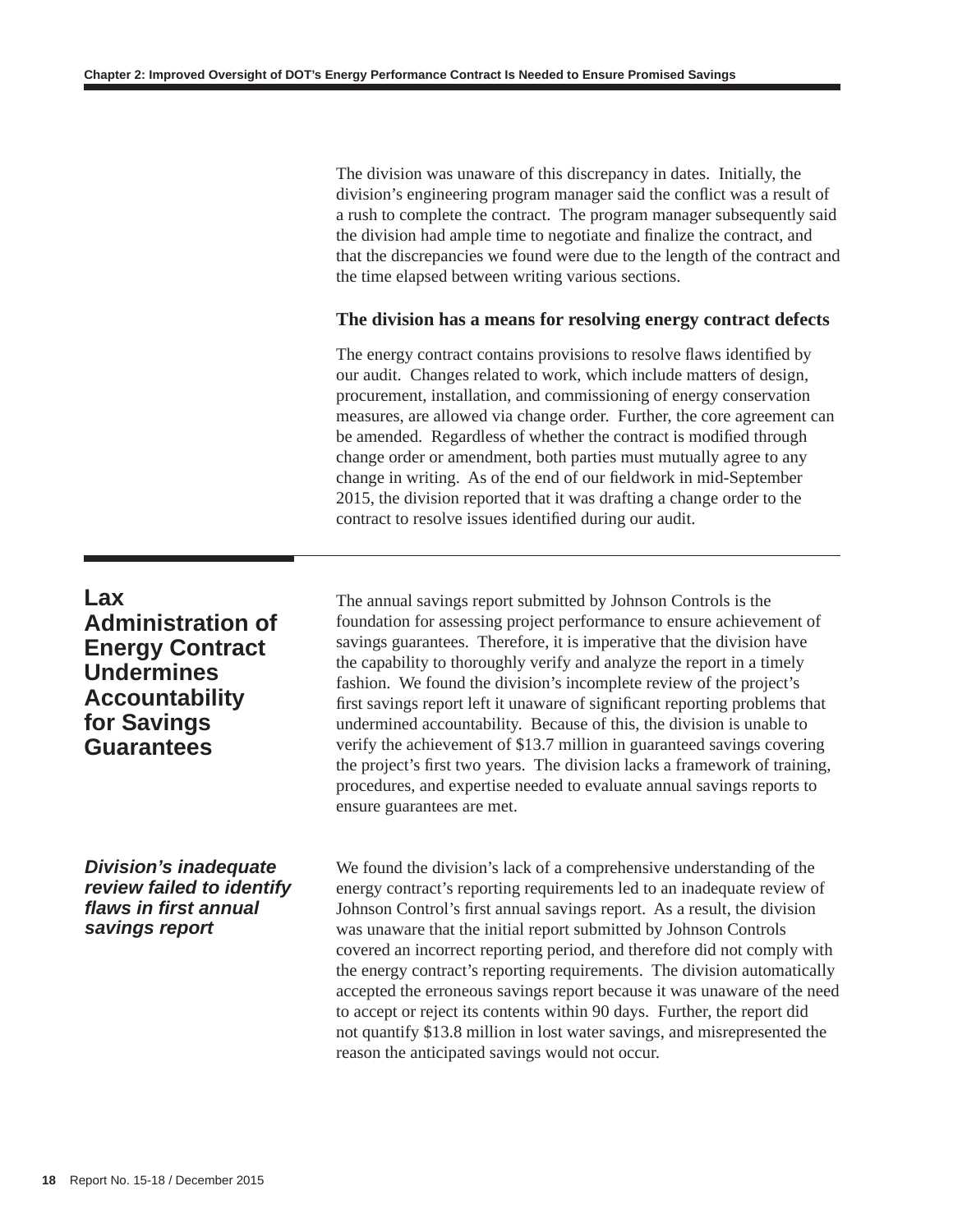The division was unaware of this discrepancy in dates. Initially, the division's engineering program manager said the conflict was a result of a rush to complete the contract. The program manager subsequently said the division had ample time to negotiate and finalize the contract, and that the discrepancies we found were due to the length of the contract and the time elapsed between writing various sections.

### The division has a means for resolving energy contract defects

The energy contract contains provisions to resolve flaws identified by our audit. Changes related to work, which include matters of design, procurement, installation, and commissioning of energy conservation measures, are allowed via change order. Further, the core agreement can be amended. Regardless of whether the contract is modified through change order or amendment, both parties must mutually agree to any change in writing. As of the end of our fieldwork in mid-September 2015, the division reported that it was drafting a change order to the contract to resolve issues identified during our audit.

## Lax Administration of Energy Contract Undermines Accountability for Savings Guarantees

The annual savings report submitted by Johnson Controls is the foundation for assessing project performance to ensure achievement of savings guarantees. Therefore, it is imperative that the division have the capability to thoroughly verify and analyze the report in a timely fashion. We found the division's incomplete review of the project's first savings report left it unaware of significant reporting problems that undermined accountability. Because of this, the division is unable to verify the achievement of $13.7 million in guaranteed savings covering the project's first two years. The division lacks a framework of training, procedures, and expertise needed to evaluate annual savings reports to ensure guarantees are met.

### *Division's inadequate review failed to identify flaws in first annual savings report*

We found the division's lack of a comprehensive understanding of the energy contract's reporting requirements led to an inadequate review of Johnson Control's first annual savings report. As a result, the division was unaware that the initial report submitted by Johnson Controls covered an incorrect reporting period, and therefore did not comply with the energy contract's reporting requirements. The division automatically accepted the erroneous savings report because it was unaware of the need to accept or reject its contents within 90 days. Further, the report did not quantify $13.8 million in lost water savings, and misrepresented the reason the anticipated savings would not occur.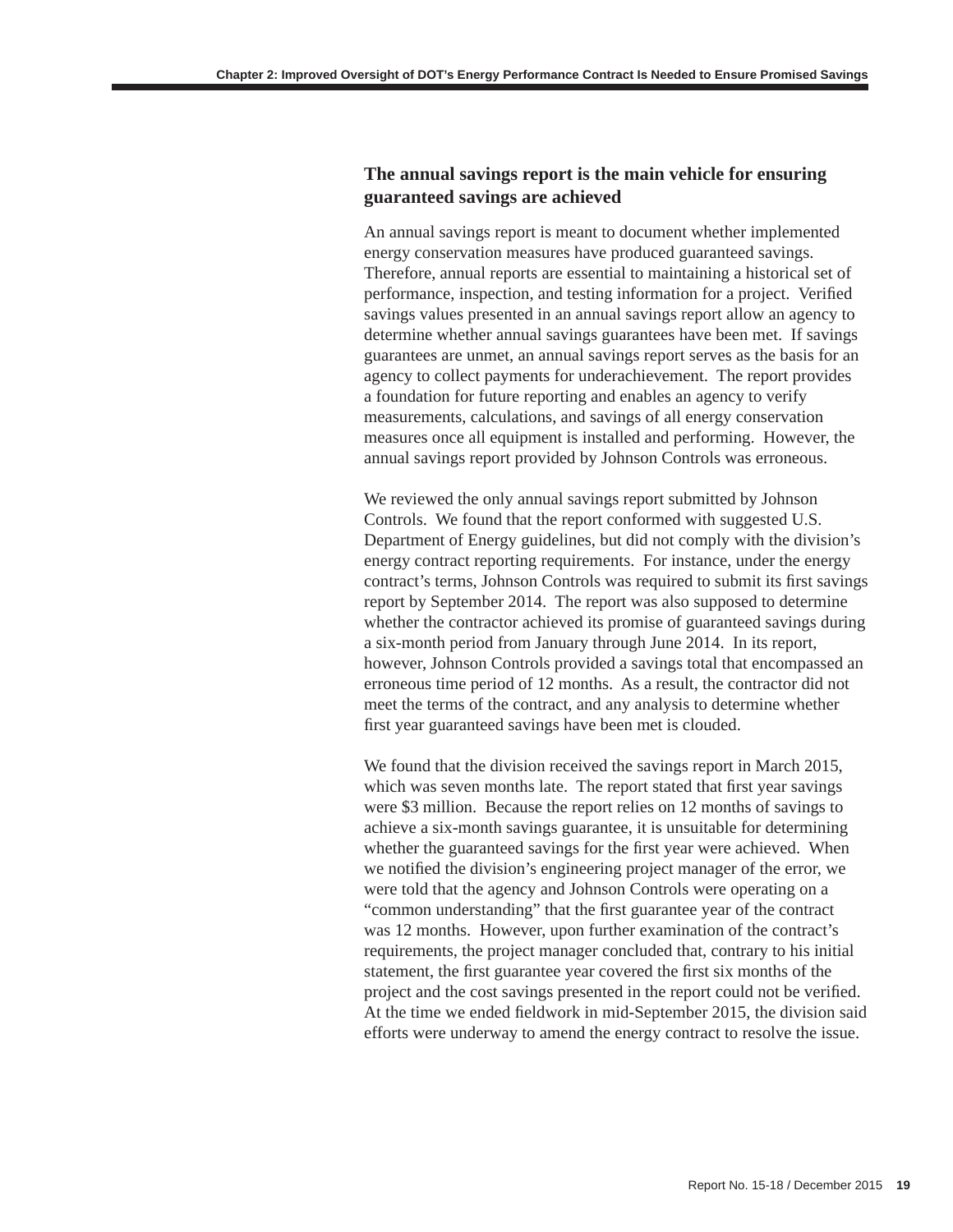### The annual savings report is the main vehicle for ensuring guaranteed savings are achieved

An annual savings report is meant to document whether implemented energy conservation measures have produced guaranteed savings. Therefore, annual reports are essential to maintaining a historical set of performance, inspection, and testing information for a project. Verified savings values presented in an annual savings report allow an agency to determine whether annual savings guarantees have been met. If savings guarantees are unmet, an annual savings report serves as the basis for an agency to collect payments for underachievement. The report provides a foundation for future reporting and enables an agency to verify measurements, calculations, and savings of all energy conservation measures once all equipment is installed and performing. However, the annual savings report provided by Johnson Controls was erroneous.

We reviewed the only annual savings report submitted by Johnson Controls. We found that the report conformed with suggested U.S. Department of Energy guidelines, but did not comply with the division's energy contract reporting requirements. For instance, under the energy contract's terms, Johnson Controls was required to submit its first savings report by September 2014. The report was also supposed to determine whether the contractor achieved its promise of guaranteed savings during a six-month period from January through June 2014. In its report, however, Johnson Controls provided a savings total that encompassed an erroneous time period of 12 months. As a result, the contractor did not meet the terms of the contract, and any analysis to determine whether first year guaranteed savings have been met is clouded.

We found that the division received the savings report in March 2015, which was seven months late. The report stated that first year savings were $3 million. Because the report relies on 12 months of savings to achieve a six-month savings guarantee, it is unsuitable for determining whether the guaranteed savings for the first year were achieved. When we notified the division's engineering project manager of the error, we were told that the agency and Johnson Controls were operating on a "common understanding" that the first guarantee year of the contract was 12 months. However, upon further examination of the contract's requirements, the project manager concluded that, contrary to his initial statement, the first guarantee year covered the first six months of the project and the cost savings presented in the report could not be verified. At the time we ended fieldwork in mid-September 2015, the division said efforts were underway to amend the energy contract to resolve the issue.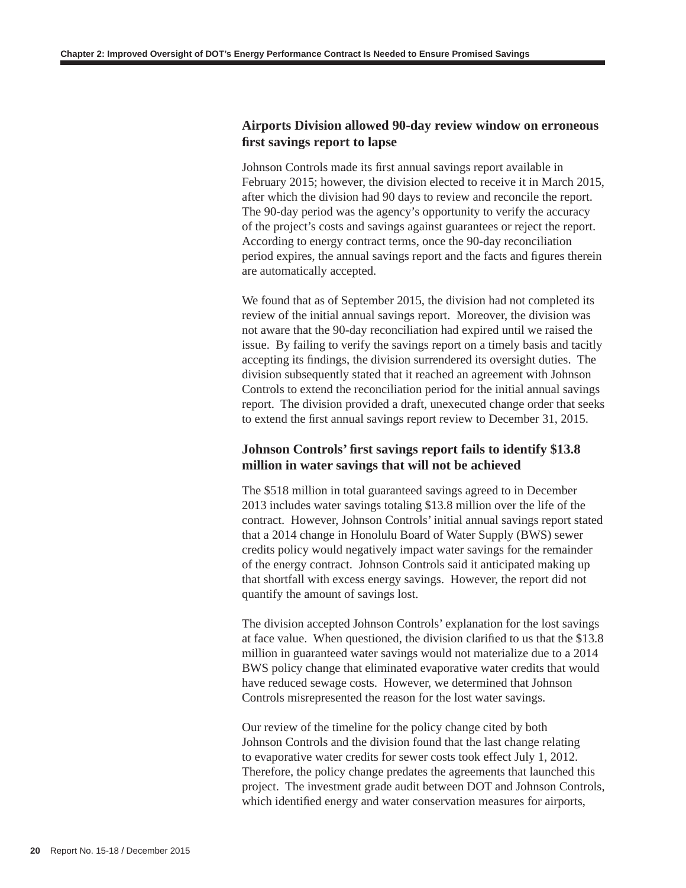### Airports Division allowed 90-day review window on erroneous first savings report to lapse

Johnson Controls made its first annual savings report available in February 2015; however, the division elected to receive it in March 2015, after which the division had 90 days to review and reconcile the report. The 90-day period was the agency's opportunity to verify the accuracy of the project's costs and savings against guarantees or reject the report. According to energy contract terms, once the 90-day reconciliation period expires, the annual savings report and the facts and figures therein are automatically accepted.

We found that as of September 2015, the division had not completed its review of the initial annual savings report. Moreover, the division was not aware that the 90-day reconciliation had expired until we raised the issue. By failing to verify the savings report on a timely basis and tacitly accepting its findings, the division surrendered its oversight duties. The division subsequently stated that it reached an agreement with Johnson Controls to extend the reconciliation period for the initial annual savings report. The division provided a draft, unexecuted change order that seeks to extend the first annual savings report review to December 31, 2015.

### Johnson Controls' first savings report fails to identify $13.8 million in water savings that will not be achieved

The $518 million in total guaranteed savings agreed to in December 2013 includes water savings totaling $13.8 million over the life of the contract. However, Johnson Controls' initial annual savings report stated that a 2014 change in Honolulu Board of Water Supply (BWS) sewer credits policy would negatively impact water savings for the remainder of the energy contract. Johnson Controls said it anticipated making up that shortfall with excess energy savings. However, the report did not quantify the amount of savings lost.

The division accepted Johnson Controls' explanation for the lost savings at face value. When questioned, the division clarified to us that the $13.8 million in guaranteed water savings would not materialize due to a 2014 BWS policy change that eliminated evaporative water credits that would have reduced sewage costs. However, we determined that Johnson Controls misrepresented the reason for the lost water savings.

Our review of the timeline for the policy change cited by both Johnson Controls and the division found that the last change relating to evaporative water credits for sewer costs took effect July 1, 2012. Therefore, the policy change predates the agreements that launched this project. The investment grade audit between DOT and Johnson Controls, which identified energy and water conservation measures for airports,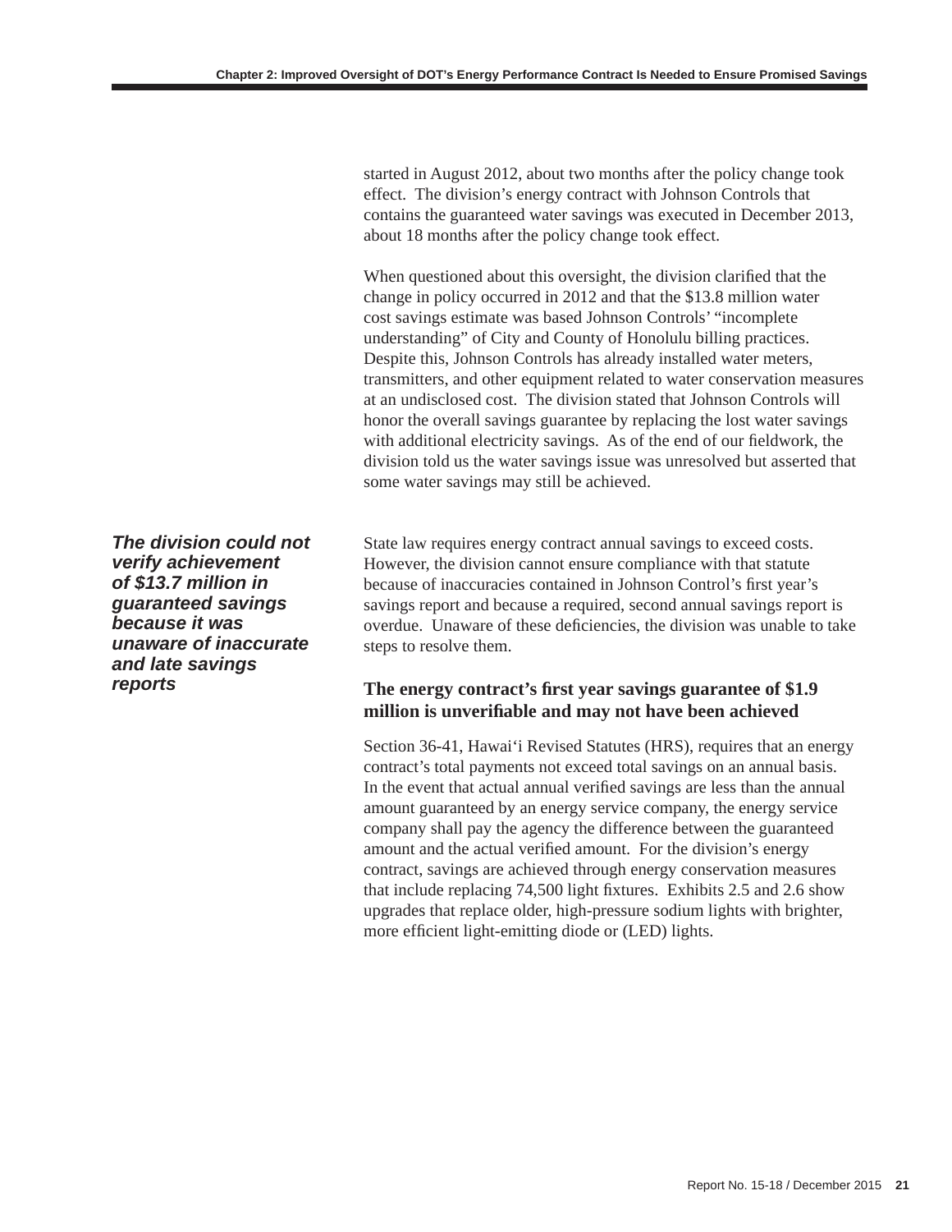started in August 2012, about two months after the policy change took effect. The division's energy contract with Johnson Controls that contains the guaranteed water savings was executed in December 2013, about 18 months after the policy change took effect.

When questioned about this oversight, the division clarified that the change in policy occurred in 2012 and that the $13.8 million water cost savings estimate was based Johnson Controls' "incomplete understanding" of City and County of Honolulu billing practices. Despite this, Johnson Controls has already installed water meters, transmitters, and other equipment related to water conservation measures at an undisclosed cost. The division stated that Johnson Controls will honor the overall savings guarantee by replacing the lost water savings with additional electricity savings. As of the end of our fieldwork, the division told us the water savings issue was unresolved but asserted that some water savings may still be achieved.

***The division could not verify achievement of $13.7 million in guaranteed savings because it was unaware of inaccurate and late savings reports***

State law requires energy contract annual savings to exceed costs. However, the division cannot ensure compliance with that statute because of inaccuracies contained in Johnson Control's first year's savings report and because a required, second annual savings report is overdue. Unaware of these deficiencies, the division was unable to take steps to resolve them.

### The energy contract's first year savings guarantee of $1.9 million is unverifiable and may not have been achieved

Section 36-41, Hawai'i Revised Statutes (HRS), requires that an energy contract's total payments not exceed total savings on an annual basis. In the event that actual annual verified savings are less than the annual amount guaranteed by an energy service company, the energy service company shall pay the agency the difference between the guaranteed amount and the actual verified amount. For the division's energy contract, savings are achieved through energy conservation measures that include replacing 74,500 light fixtures. Exhibits 2.5 and 2.6 show upgrades that replace older, high-pressure sodium lights with brighter, more efficient light-emitting diode or (LED) lights.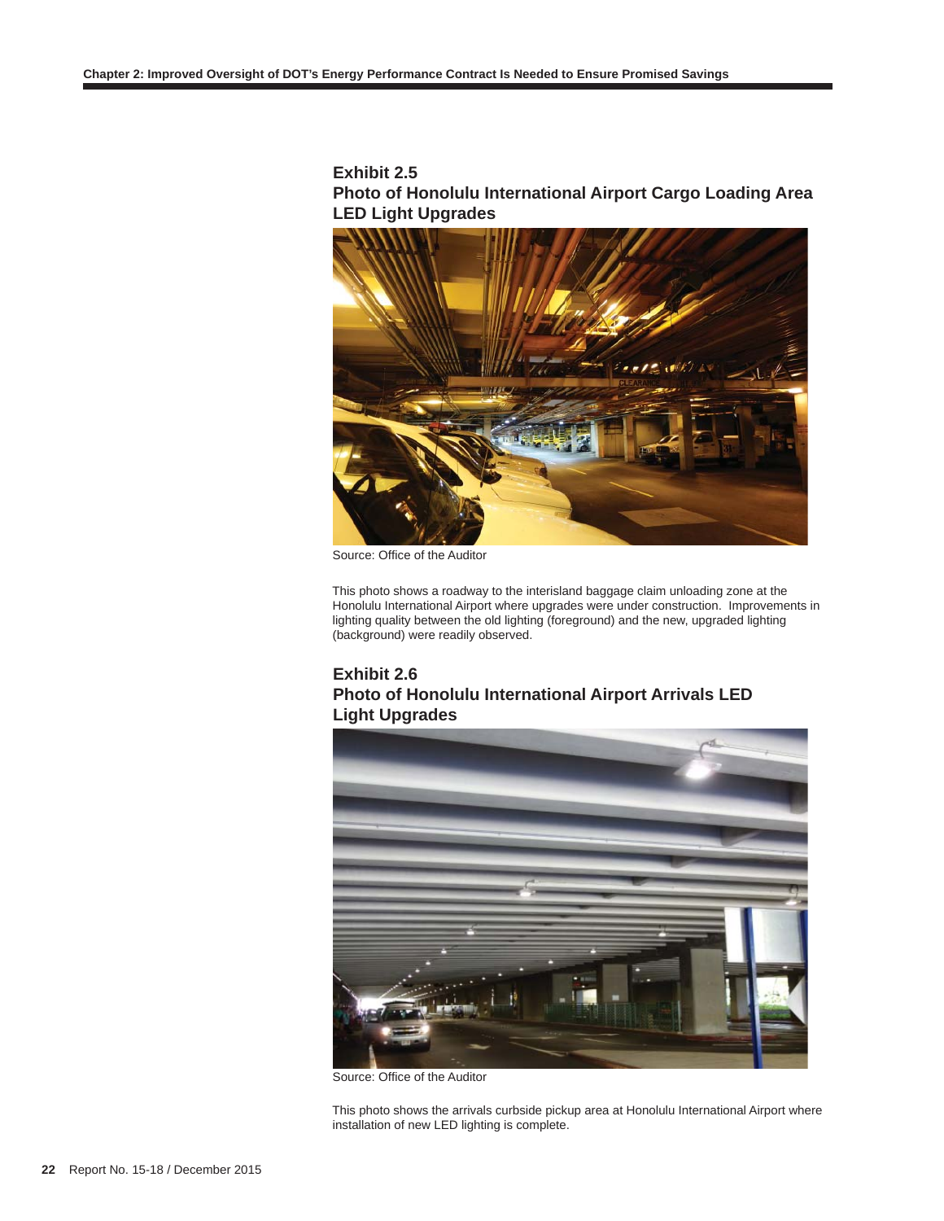### Exhibit 2.5
### Photo of Honolulu International Airport Cargo Loading Area LED Light Upgrades

Source: Office of the Auditor

This photo shows a roadway to the interisland baggage claim unloading zone at the Honolulu International Airport where upgrades were under construction. Improvements in lighting quality between the old lighting (foreground) and the new, upgraded lighting (background) were readily observed.

### Exhibit 2.6
### Photo of Honolulu International Airport Arrivals LED Light Upgrades

Source: Office of the Auditor

This photo shows the arrivals curbside pickup area at Honolulu International Airport where installation of new LED lighting is complete.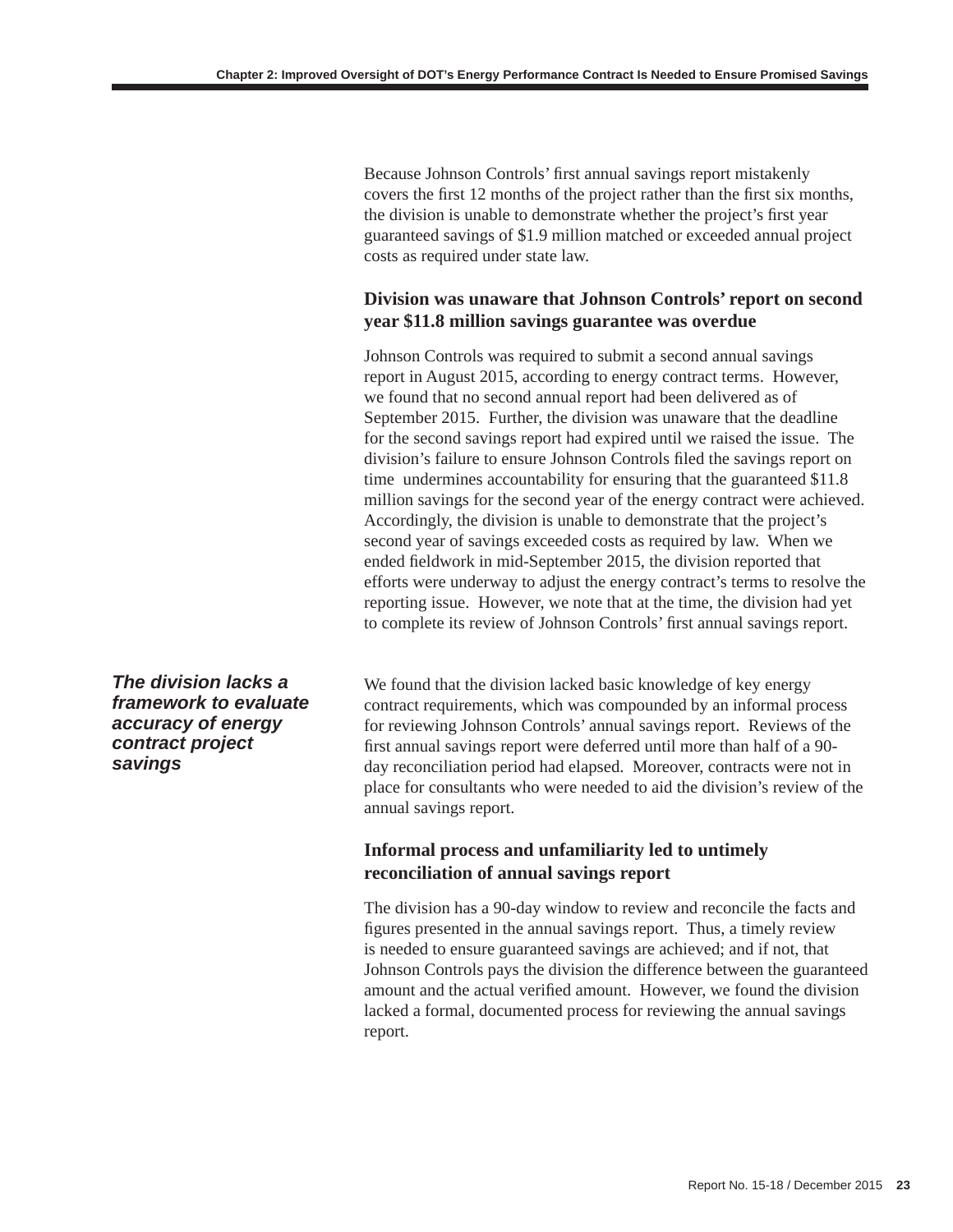Because Johnson Controls' first annual savings report mistakenly covers the first 12 months of the project rather than the first six months, the division is unable to demonstrate whether the project's first year guaranteed savings of $1.9 million matched or exceeded annual project costs as required under state law.

### Division was unaware that Johnson Controls' report on second year $11.8 million savings guarantee was overdue

Johnson Controls was required to submit a second annual savings report in August 2015, according to energy contract terms. However, we found that no second annual report had been delivered as of September 2015. Further, the division was unaware that the deadline for the second savings report had expired until we raised the issue. The division's failure to ensure Johnson Controls filed the savings report on time undermines accountability for ensuring that the guaranteed $11.8 million savings for the second year of the energy contract were achieved. Accordingly, the division is unable to demonstrate that the project's second year of savings exceeded costs as required by law. When we ended fieldwork in mid-September 2015, the division reported that efforts were underway to adjust the energy contract's terms to resolve the reporting issue. However, we note that at the time, the division had yet to complete its review of Johnson Controls' first annual savings report.

## *The division lacks a framework to evaluate accuracy of energy contract project savings*

We found that the division lacked basic knowledge of key energy contract requirements, which was compounded by an informal process for reviewing Johnson Controls' annual savings report. Reviews of the first annual savings report were deferred until more than half of a 90-day reconciliation period had elapsed. Moreover, contracts were not in place for consultants who were needed to aid the division's review of the annual savings report.

### Informal process and unfamiliarity led to untimely reconciliation of annual savings report

The division has a 90-day window to review and reconcile the facts and figures presented in the annual savings report. Thus, a timely review is needed to ensure guaranteed savings are achieved; and if not, that Johnson Controls pays the division the difference between the guaranteed amount and the actual verified amount. However, we found the division lacked a formal, documented process for reviewing the annual savings report.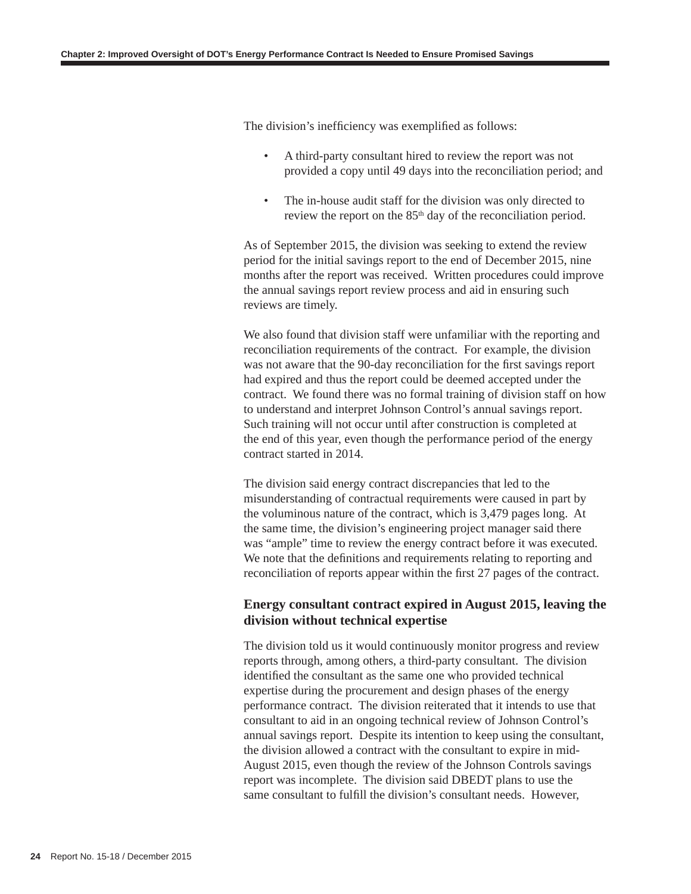The division's inefficiency was exemplified as follows:

- A third-party consultant hired to review the report was not provided a copy until 49 days into the reconciliation period; and
- The in-house audit staff for the division was only directed to review the report on the 85th day of the reconciliation period.

As of September 2015, the division was seeking to extend the review period for the initial savings report to the end of December 2015, nine months after the report was received. Written procedures could improve the annual savings report review process and aid in ensuring such reviews are timely.

We also found that division staff were unfamiliar with the reporting and reconciliation requirements of the contract. For example, the division was not aware that the 90-day reconciliation for the first savings report had expired and thus the report could be deemed accepted under the contract. We found there was no formal training of division staff on how to understand and interpret Johnson Control's annual savings report. Such training will not occur until after construction is completed at the end of this year, even though the performance period of the energy contract started in 2014.

The division said energy contract discrepancies that led to the misunderstanding of contractual requirements were caused in part by the voluminous nature of the contract, which is 3,479 pages long. At the same time, the division's engineering project manager said there was "ample" time to review the energy contract before it was executed. We note that the definitions and requirements relating to reporting and reconciliation of reports appear within the first 27 pages of the contract.

### Energy consultant contract expired in August 2015, leaving the division without technical expertise

The division told us it would continuously monitor progress and review reports through, among others, a third-party consultant. The division identified the consultant as the same one who provided technical expertise during the procurement and design phases of the energy performance contract. The division reiterated that it intends to use that consultant to aid in an ongoing technical review of Johnson Control's annual savings report. Despite its intention to keep using the consultant, the division allowed a contract with the consultant to expire in mid-August 2015, even though the review of the Johnson Controls savings report was incomplete. The division said DBEDT plans to use the same consultant to fulfill the division's consultant needs. However,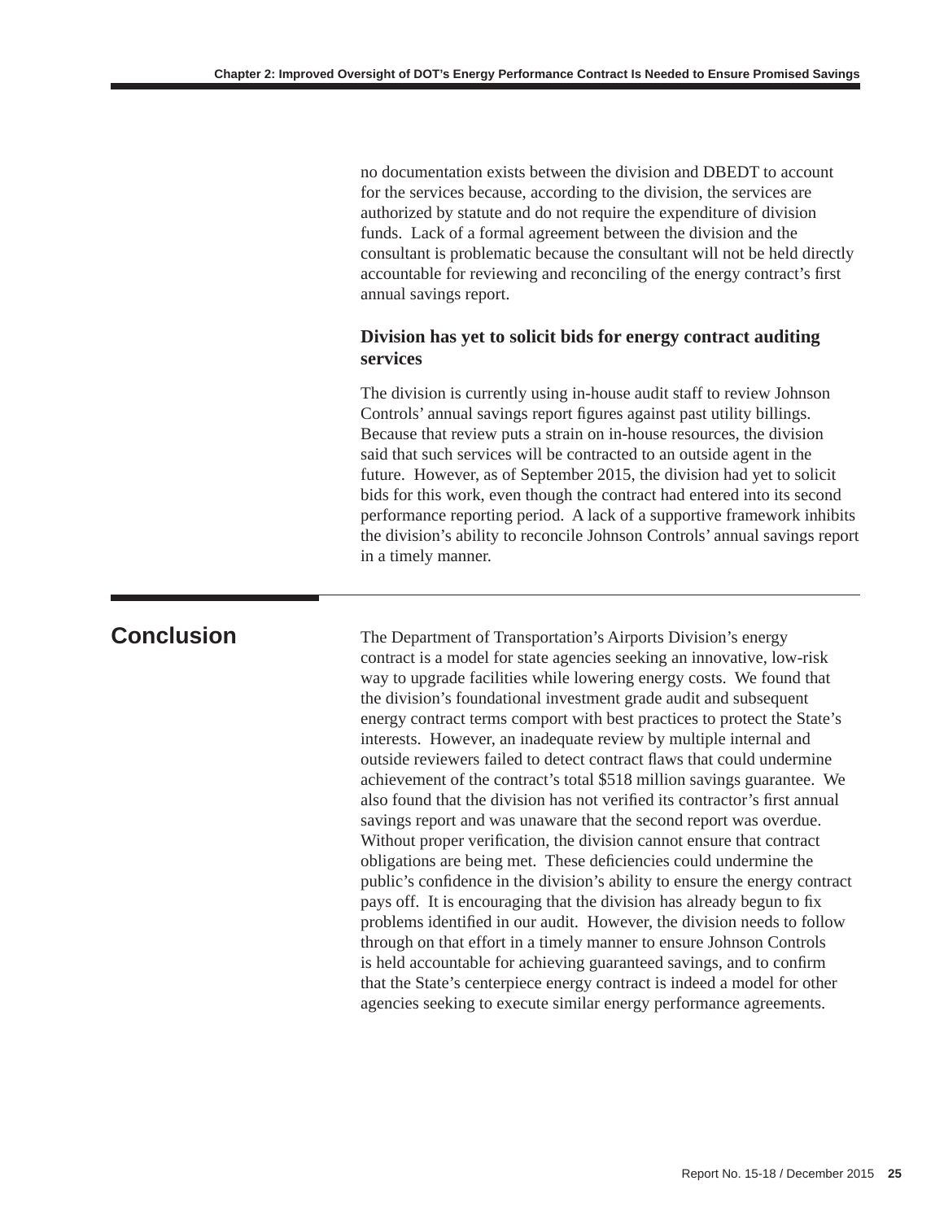no documentation exists between the division and DBEDT to account for the services because, according to the division, the services are authorized by statute and do not require the expenditure of division funds. Lack of a formal agreement between the division and the consultant is problematic because the consultant will not be held directly accountable for reviewing and reconciling of the energy contract's first annual savings report.

### Division has yet to solicit bids for energy contract auditing services

The division is currently using in-house audit staff to review Johnson Controls' annual savings report figures against past utility billings. Because that review puts a strain on in-house resources, the division said that such services will be contracted to an outside agent in the future. However, as of September 2015, the division had yet to solicit bids for this work, even though the contract had entered into its second performance reporting period. A lack of a supportive framework inhibits the division's ability to reconcile Johnson Controls' annual savings report in a timely manner.

## Conclusion

The Department of Transportation's Airports Division's energy contract is a model for state agencies seeking an innovative, low-risk way to upgrade facilities while lowering energy costs. We found that the division's foundational investment grade audit and subsequent energy contract terms comport with best practices to protect the State's interests. However, an inadequate review by multiple internal and outside reviewers failed to detect contract flaws that could undermine achievement of the contract's total $518 million savings guarantee. We also found that the division has not verified its contractor's first annual savings report and was unaware that the second report was overdue. Without proper verification, the division cannot ensure that contract obligations are being met. These deficiencies could undermine the public's confidence in the division's ability to ensure the energy contract pays off. It is encouraging that the division has already begun to fix problems identified in our audit. However, the division needs to follow through on that effort in a timely manner to ensure Johnson Controls is held accountable for achieving guaranteed savings, and to confirm that the State's centerpiece energy contract is indeed a model for other agencies seeking to execute similar energy performance agreements.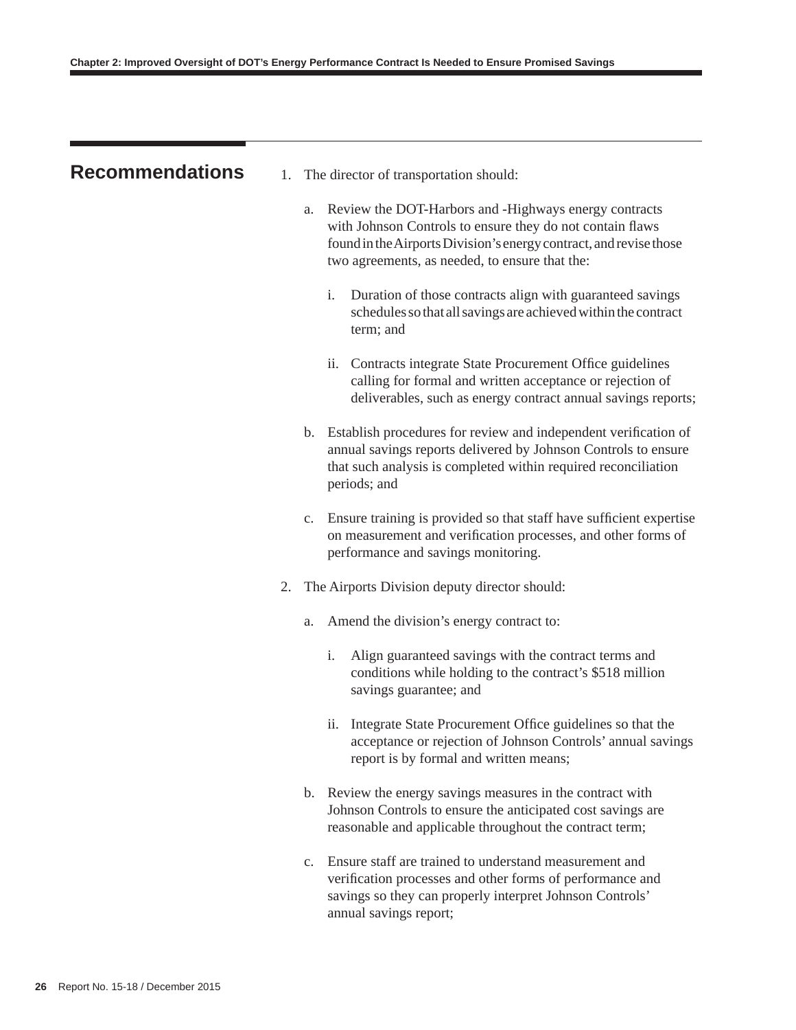## Recommendations

1. The director of transportation should:

    a. Review the DOT-Harbors and -Highways energy contracts with Johnson Controls to ensure they do not contain flaws found in the Airports Division's energy contract, and revise those two agreements, as needed, to ensure that the:

        i. Duration of those contracts align with guaranteed savings schedules so that all savings are achieved within the contract term; and

        ii. Contracts integrate State Procurement Office guidelines calling for formal and written acceptance or rejection of deliverables, such as energy contract annual savings reports;

    b. Establish procedures for review and independent verification of annual savings reports delivered by Johnson Controls to ensure that such analysis is completed within required reconciliation periods; and

    c. Ensure training is provided so that staff have sufficient expertise on measurement and verification processes, and other forms of performance and savings monitoring.

2. The Airports Division deputy director should:

    a. Amend the division's energy contract to:

        i. Align guaranteed savings with the contract terms and conditions while holding to the contract's $518 million savings guarantee; and

        ii. Integrate State Procurement Office guidelines so that the acceptance or rejection of Johnson Controls' annual savings report is by formal and written means;

    b. Review the energy savings measures in the contract with Johnson Controls to ensure the anticipated cost savings are reasonable and applicable throughout the contract term;

    c. Ensure staff are trained to understand measurement and verification processes and other forms of performance and savings so they can properly interpret Johnson Controls' annual savings report;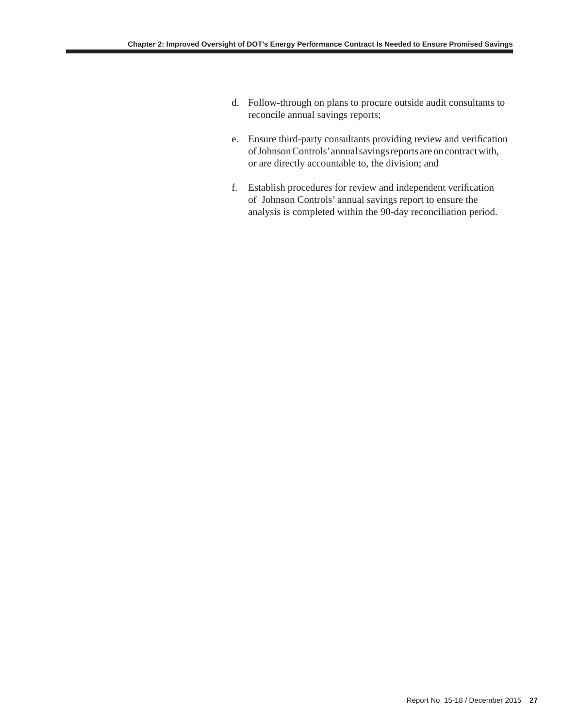d. Follow-through on plans to procure outside audit consultants to reconcile annual savings reports;

e. Ensure third-party consultants providing review and verification of Johnson Controls' annual savings reports are on contract with, or are directly accountable to, the division; and

f. Establish procedures for review and independent verification of Johnson Controls' annual savings report to ensure the analysis is completed within the 90-day reconciliation period.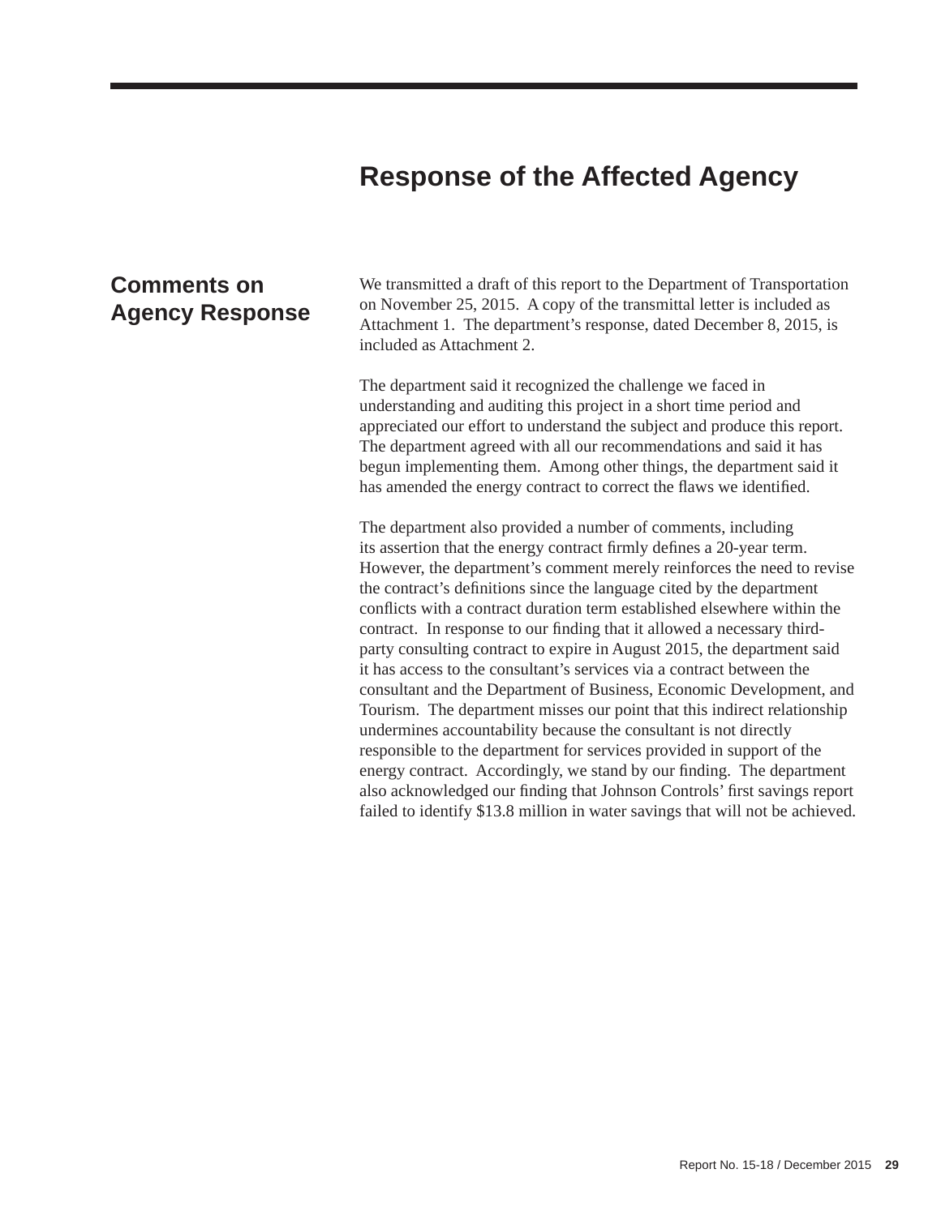# Response of the Affected Agency

## Comments on Agency Response

We transmitted a draft of this report to the Department of Transportation on November 25, 2015. A copy of the transmittal letter is included as Attachment 1. The department's response, dated December 8, 2015, is included as Attachment 2.

The department said it recognized the challenge we faced in understanding and auditing this project in a short time period and appreciated our effort to understand the subject and produce this report. The department agreed with all our recommendations and said it has begun implementing them. Among other things, the department said it has amended the energy contract to correct the flaws we identified.

The department also provided a number of comments, including its assertion that the energy contract firmly defines a 20-year term. However, the department's comment merely reinforces the need to revise the contract's definitions since the language cited by the department conflicts with a contract duration term established elsewhere within the contract. In response to our finding that it allowed a necessary third-party consulting contract to expire in August 2015, the department said it has access to the consultant's services via a contract between the consultant and the Department of Business, Economic Development, and Tourism. The department misses our point that this indirect relationship undermines accountability because the consultant is not directly responsible to the department for services provided in support of the energy contract. Accordingly, we stand by our finding. The department also acknowledged our finding that Johnson Controls' first savings report failed to identify $13.8 million in water savings that will not be achieved.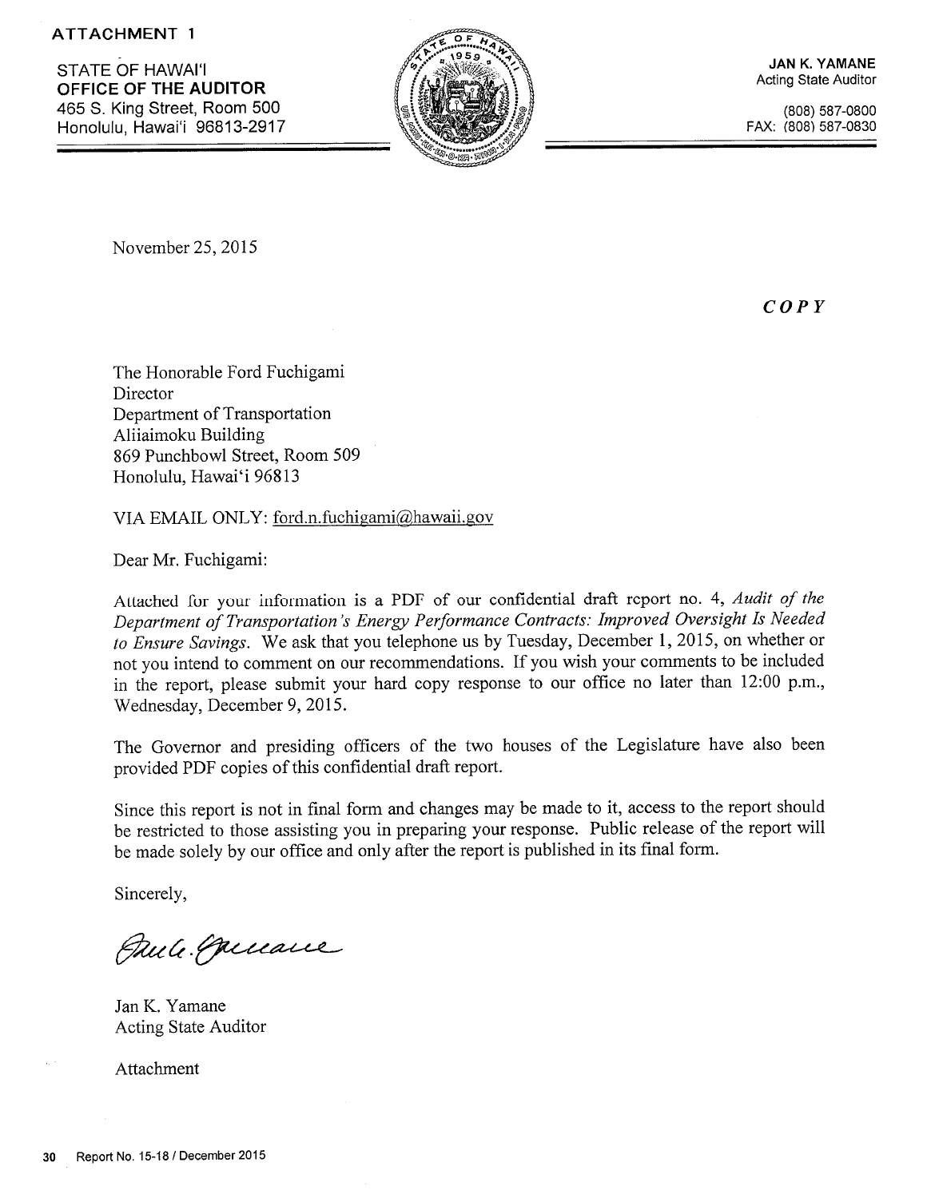ATTACHMENT 1

STATE OF HAWAI'I
**OFFICE OF THE AUDITOR**
465 S. King Street, Room 500
Honolulu, Hawai'i 96813-2917

**JAN K. YAMANE**
Acting State Auditor

(808) 587-0800
FAX: (808) 587-0830

November 25, 2015

***COPY***

The Honorable Ford Fuchigami
Director
Department of Transportation
Aliiaimoku Building
869 Punchbowl Street, Room 509
Honolulu, Hawai'i 96813

VIA EMAIL ONLY: ford.n.fuchigami@hawaii.gov

Dear Mr. Fuchigami:

Attached for your information is a PDF of our confidential draft report no. 4, *Audit of the Department of Transportation's Energy Performance Contracts: Improved Oversight Is Needed to Ensure Savings*. We ask that you telephone us by Tuesday, December 1, 2015, on whether or not you intend to comment on our recommendations. If you wish your comments to be included in the report, please submit your hard copy response to our office no later than 12:00 p.m., Wednesday, December 9, 2015.

The Governor and presiding officers of the two houses of the Legislature have also been provided PDF copies of this confidential draft report.

Since this report is not in final form and changes may be made to it, access to the report should be restricted to those assisting you in preparing your response. Public release of the report will be made solely by our office and only after the report is published in its final form.

Sincerely,

Jan K. Yamane
Acting State Auditor

Attachment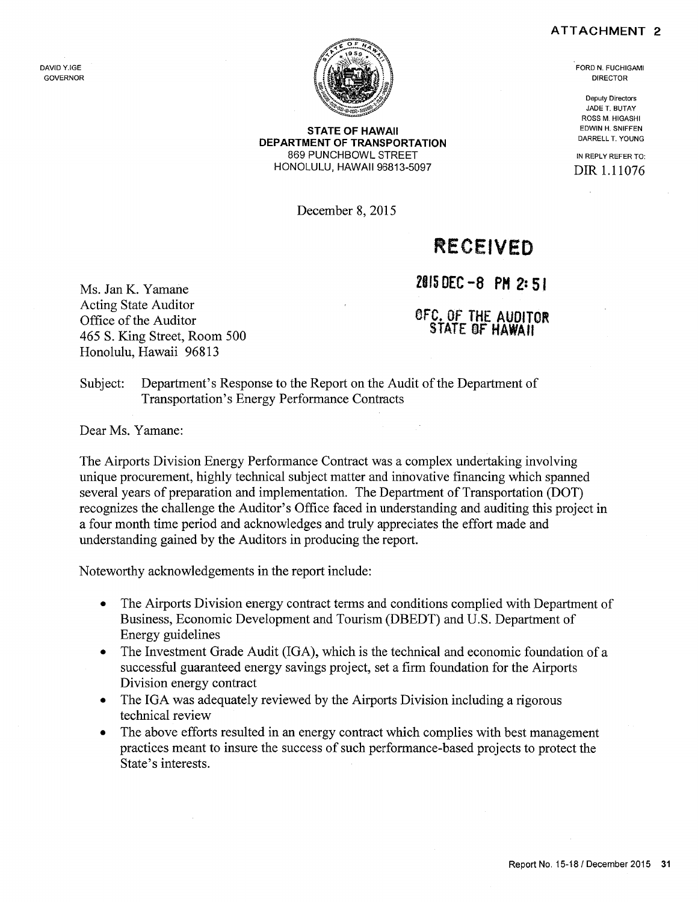ATTACHMENT 2

DAVID Y. IGE
GOVERNOR

**STATE OF HAWAII**
**DEPARTMENT OF TRANSPORTATION**
869 PUNCHBOWL STREET
HONOLULU, HAWAII 96813-5097

FORD N. FUCHIGAMI
DIRECTOR

Deputy Directors
JADE T. BUTAY
ROSS M. HIGASHI
EDWIN H. SNIFFEN
DARRELL T. YOUNG

IN REPLY REFER TO:
DIR 1.11076

December 8, 2015

**RECEIVED**

**2015 DEC -8 PM 2:51**

**OFC. OF THE AUDITOR**
**STATE OF HAWAII**

Ms. Jan K. Yamane
Acting State Auditor
Office of the Auditor
465 S. King Street, Room 500
Honolulu, Hawaii 96813

Subject: Department's Response to the Report on the Audit of the Department of Transportation's Energy Performance Contracts

Dear Ms. Yamane:

The Airports Division Energy Performance Contract was a complex undertaking involving unique procurement, highly technical subject matter and innovative financing which spanned several years of preparation and implementation. The Department of Transportation (DOT) recognizes the challenge the Auditor's Office faced in understanding and auditing this project in a four month time period and acknowledges and truly appreciates the effort made and understanding gained by the Auditors in producing the report.

Noteworthy acknowledgements in the report include:

- The Airports Division energy contract terms and conditions complied with Department of Business, Economic Development and Tourism (DBEDT) and U.S. Department of Energy guidelines
- The Investment Grade Audit (IGA), which is the technical and economic foundation of a successful guaranteed energy savings project, set a firm foundation for the Airports Division energy contract
- The IGA was adequately reviewed by the Airports Division including a rigorous technical review
- The above efforts resulted in an energy contract which complies with best management practices meant to insure the success of such performance-based projects to protect the State's interests.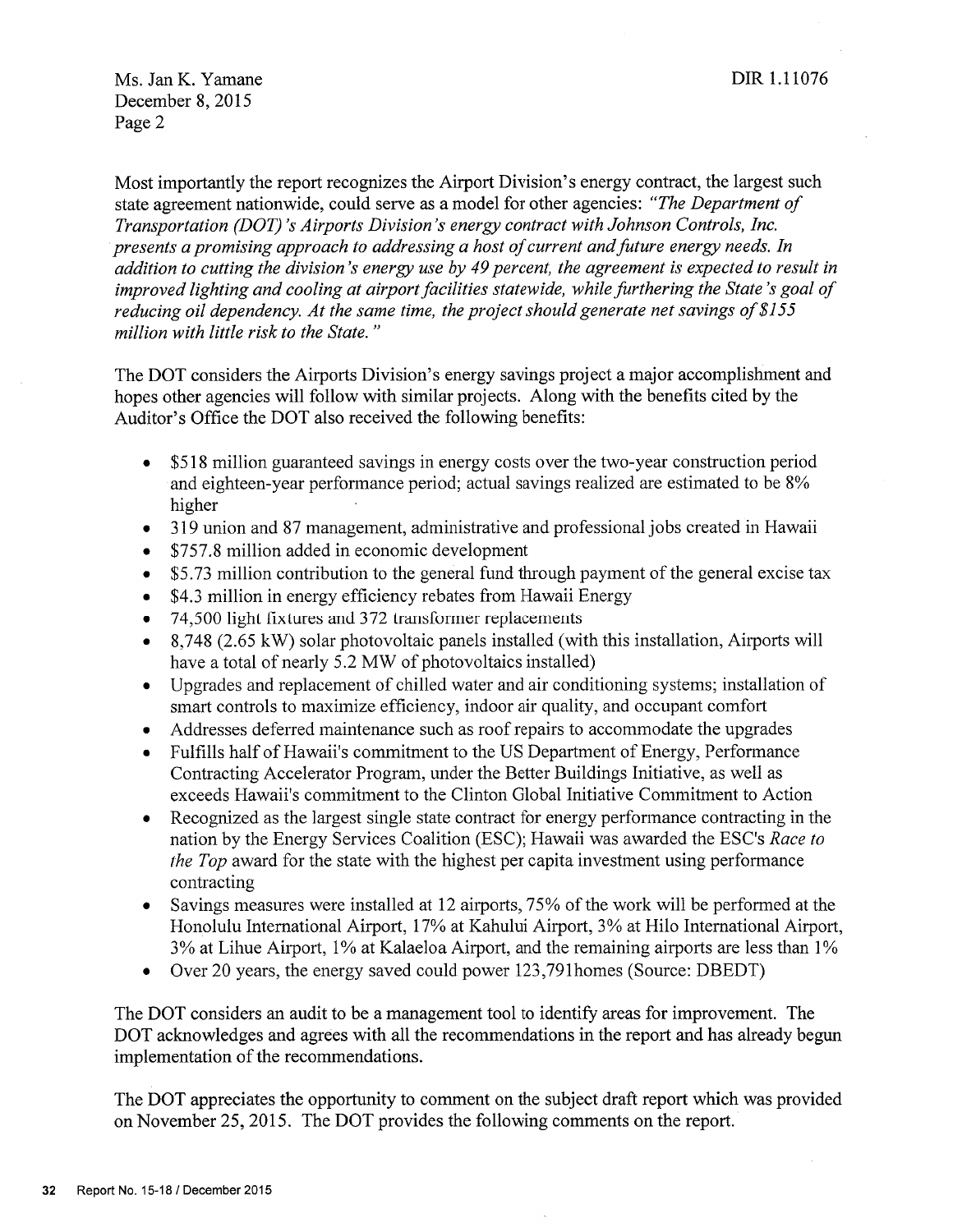Ms. Jan K. Yamane
December 8, 2015
Page 2

DIR 1.11076

Most importantly the report recognizes the Airport Division's energy contract, the largest such state agreement nationwide, could serve as a model for other agencies: *"The Department of Transportation (DOT)'s Airports Division's energy contract with Johnson Controls, Inc. presents a promising approach to addressing a host of current and future energy needs. In addition to cutting the division's energy use by 49 percent, the agreement is expected to result in improved lighting and cooling at airport facilities statewide, while furthering the State's goal of reducing oil dependency. At the same time, the project should generate net savings of $155 million with little risk to the State."*

The DOT considers the Airports Division's energy savings project a major accomplishment and hopes other agencies will follow with similar projects. Along with the benefits cited by the Auditor's Office the DOT also received the following benefits:

- $518 million guaranteed savings in energy costs over the two-year construction period and eighteen-year performance period; actual savings realized are estimated to be 8% higher
- 319 union and 87 management, administrative and professional jobs created in Hawaii
- $757.8 million added in economic development
- $5.73 million contribution to the general fund through payment of the general excise tax
- $4.3 million in energy efficiency rebates from Hawaii Energy
- 74,500 light fixtures and 372 transformer replacements
- 8,748 (2.65 kW) solar photovoltaic panels installed (with this installation, Airports will have a total of nearly 5.2 MW of photovoltaics installed)
- Upgrades and replacement of chilled water and air conditioning systems; installation of smart controls to maximize efficiency, indoor air quality, and occupant comfort
- Addresses deferred maintenance such as roof repairs to accommodate the upgrades
- Fulfills half of Hawaii's commitment to the US Department of Energy, Performance Contracting Accelerator Program, under the Better Buildings Initiative, as well as exceeds Hawaii's commitment to the Clinton Global Initiative Commitment to Action
- Recognized as the largest single state contract for energy performance contracting in the nation by the Energy Services Coalition (ESC); Hawaii was awarded the ESC's *Race to the Top* award for the state with the highest per capita investment using performance contracting
- Savings measures were installed at 12 airports, 75% of the work will be performed at the Honolulu International Airport, 17% at Kahului Airport, 3% at Hilo International Airport, 3% at Lihue Airport, 1% at Kalaeloa Airport, and the remaining airports are less than 1%
- Over 20 years, the energy saved could power 123,791homes (Source: DBEDT)

The DOT considers an audit to be a management tool to identify areas for improvement. The DOT acknowledges and agrees with all the recommendations in the report and has already begun implementation of the recommendations.

The DOT appreciates the opportunity to comment on the subject draft report which was provided on November 25, 2015. The DOT provides the following comments on the report.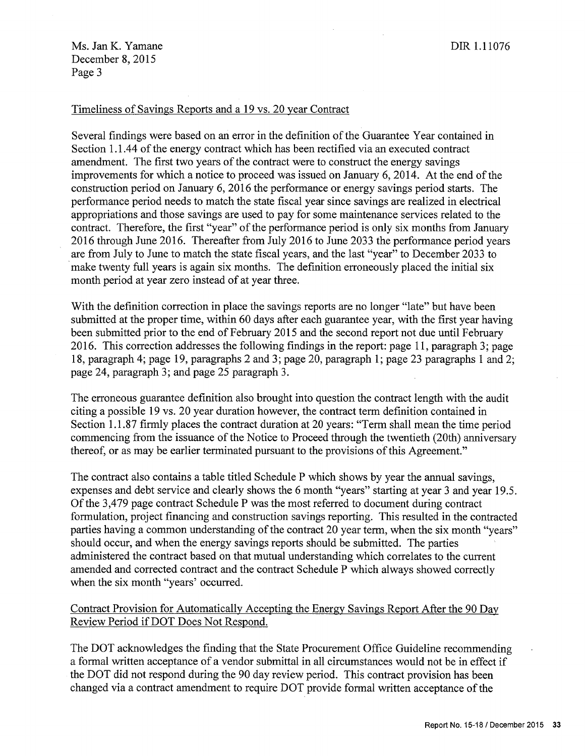Ms. Jan K. Yamane
December 8, 2015
Page 3

DIR 1.11076

Timeliness of Savings Reports and a 19 vs. 20 year Contract

Several findings were based on an error in the definition of the Guarantee Year contained in Section 1.1.44 of the energy contract which has been rectified via an executed contract amendment. The first two years of the contract were to construct the energy savings improvements for which a notice to proceed was issued on January 6, 2014. At the end of the construction period on January 6, 2016 the performance or energy savings period starts. The performance period needs to match the state fiscal year since savings are realized in electrical appropriations and those savings are used to pay for some maintenance services related to the contract. Therefore, the first "year" of the performance period is only six months from January 2016 through June 2016. Thereafter from July 2016 to June 2033 the performance period years are from July to June to match the state fiscal years, and the last "year" to December 2033 to make twenty full years is again six months. The definition erroneously placed the initial six month period at year zero instead of at year three.

With the definition correction in place the savings reports are no longer "late" but have been submitted at the proper time, within 60 days after each guarantee year, with the first year having been submitted prior to the end of February 2015 and the second report not due until February 2016. This correction addresses the following findings in the report: page 11, paragraph 3; page 18, paragraph 4; page 19, paragraphs 2 and 3; page 20, paragraph 1; page 23 paragraphs 1 and 2; page 24, paragraph 3; and page 25 paragraph 3.

The erroneous guarantee definition also brought into question the contract length with the audit citing a possible 19 vs. 20 year duration however, the contract term definition contained in Section 1.1.87 firmly places the contract duration at 20 years: "Term shall mean the time period commencing from the issuance of the Notice to Proceed through the twentieth (20th) anniversary thereof, or as may be earlier terminated pursuant to the provisions of this Agreement."

The contract also contains a table titled Schedule P which shows by year the annual savings, expenses and debt service and clearly shows the 6 month "years" starting at year 3 and year 19.5. Of the 3,479 page contract Schedule P was the most referred to document during contract formulation, project financing and construction savings reporting. This resulted in the contracted parties having a common understanding of the contract 20 year term, when the six month "years" should occur, and when the energy savings reports should be submitted. The parties administered the contract based on that mutual understanding which correlates to the current amended and corrected contract and the contract Schedule P which always showed correctly when the six month "years' occurred.

Contract Provision for Automatically Accepting the Energy Savings Report After the 90 Day Review Period if DOT Does Not Respond.

The DOT acknowledges the finding that the State Procurement Office Guideline recommending a formal written acceptance of a vendor submittal in all circumstances would not be in effect if the DOT did not respond during the 90 day review period. This contract provision has been changed via a contract amendment to require DOT provide formal written acceptance of the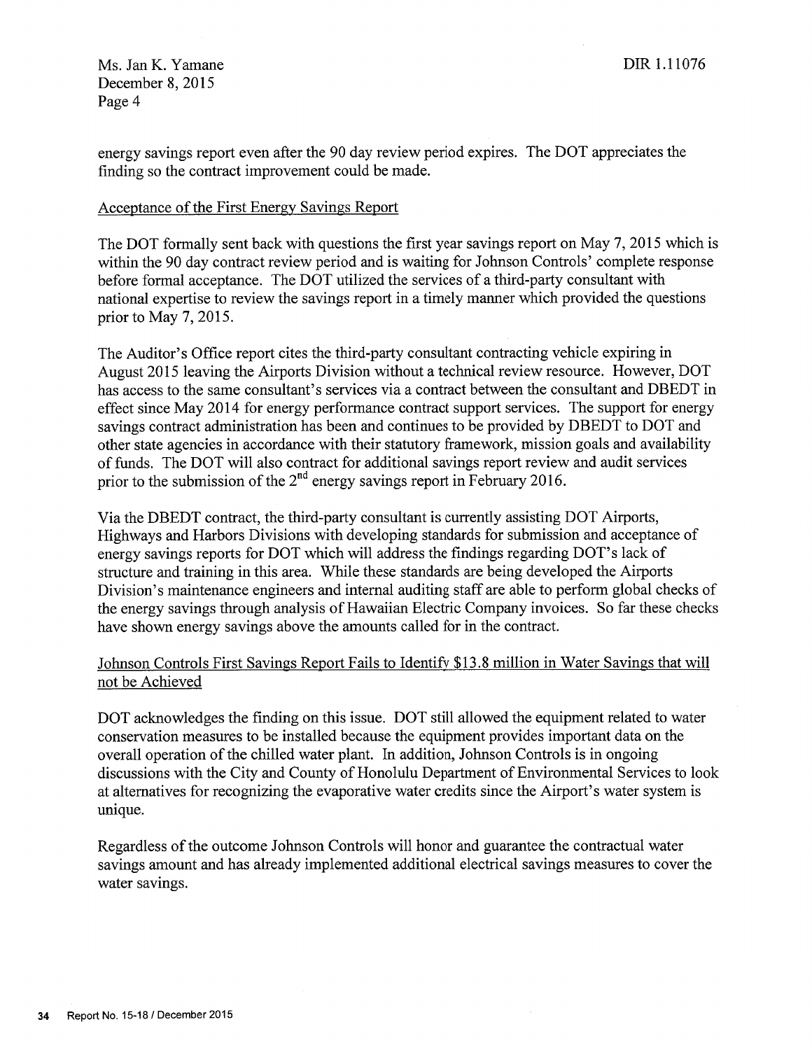Ms. Jan K. Yamane
December 8, 2015
Page 4

DIR 1.11076

energy savings report even after the 90 day review period expires. The DOT appreciates the finding so the contract improvement could be made.

<u>Acceptance of the First Energy Savings Report</u>

The DOT formally sent back with questions the first year savings report on May 7, 2015 which is within the 90 day contract review period and is waiting for Johnson Controls' complete response before formal acceptance. The DOT utilized the services of a third-party consultant with national expertise to review the savings report in a timely manner which provided the questions prior to May 7, 2015.

The Auditor's Office report cites the third-party consultant contracting vehicle expiring in August 2015 leaving the Airports Division without a technical review resource. However, DOT has access to the same consultant's services via a contract between the consultant and DBEDT in effect since May 2014 for energy performance contract support services. The support for energy savings contract administration has been and continues to be provided by DBEDT to DOT and other state agencies in accordance with their statutory framework, mission goals and availability of funds. The DOT will also contract for additional savings report review and audit services prior to the submission of the 2nd energy savings report in February 2016.

Via the DBEDT contract, the third-party consultant is currently assisting DOT Airports, Highways and Harbors Divisions with developing standards for submission and acceptance of energy savings reports for DOT which will address the findings regarding DOT's lack of structure and training in this area. While these standards are being developed the Airports Division's maintenance engineers and internal auditing staff are able to perform global checks of the energy savings through analysis of Hawaiian Electric Company invoices. So far these checks have shown energy savings above the amounts called for in the contract.

<u>Johnson Controls First Savings Report Fails to Identify $13.8 million in Water Savings that will not be Achieved</u>

DOT acknowledges the finding on this issue. DOT still allowed the equipment related to water conservation measures to be installed because the equipment provides important data on the overall operation of the chilled water plant. In addition, Johnson Controls is in ongoing discussions with the City and County of Honolulu Department of Environmental Services to look at alternatives for recognizing the evaporative water credits since the Airport's water system is unique.

Regardless of the outcome Johnson Controls will honor and guarantee the contractual water savings amount and has already implemented additional electrical savings measures to cover the water savings.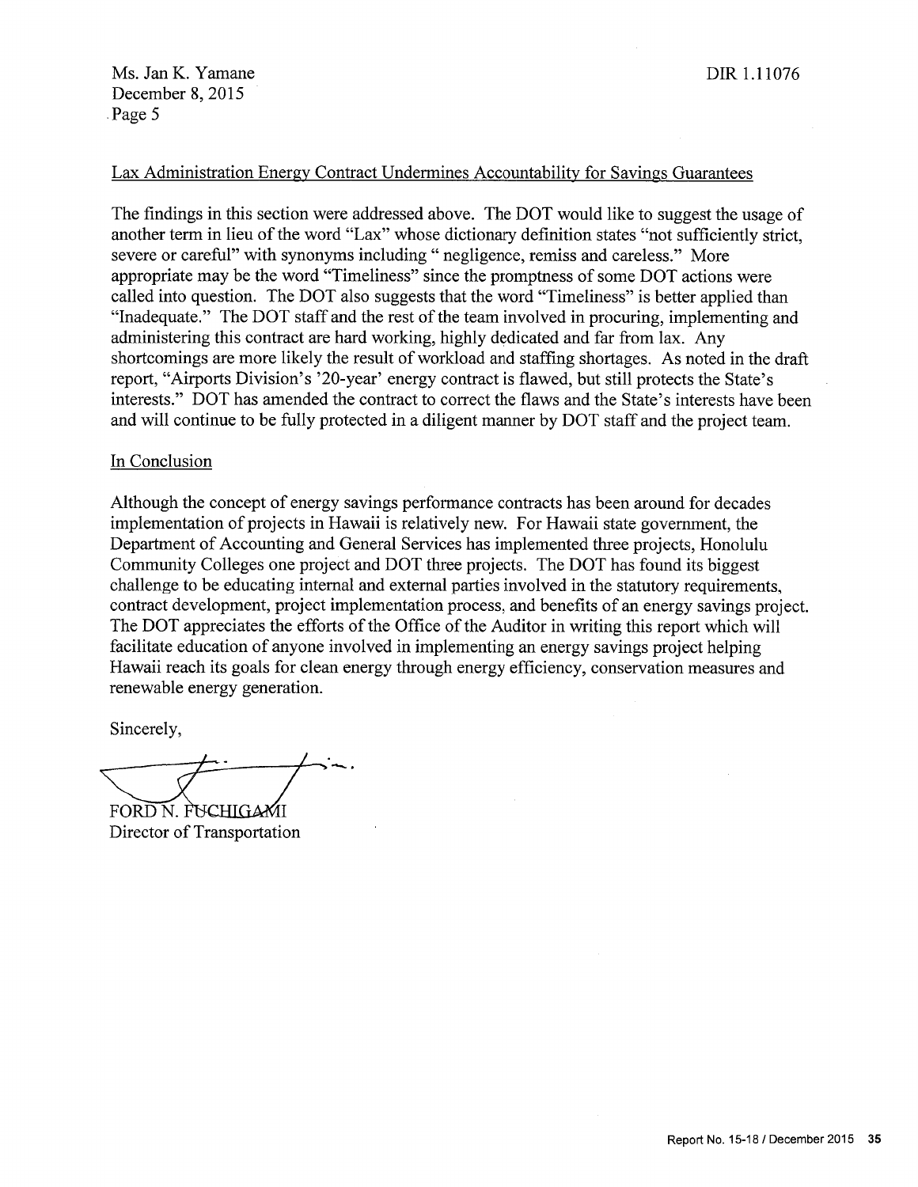Ms. Jan K. Yamane
December 8, 2015
Page 5

DIR 1.11076

Lax Administration Energy Contract Undermines Accountability for Savings Guarantees

The findings in this section were addressed above. The DOT would like to suggest the usage of another term in lieu of the word "Lax" whose dictionary definition states "not sufficiently strict, severe or careful" with synonyms including " negligence, remiss and careless." More appropriate may be the word "Timeliness" since the promptness of some DOT actions were called into question. The DOT also suggests that the word "Timeliness" is better applied than "Inadequate." The DOT staff and the rest of the team involved in procuring, implementing and administering this contract are hard working, highly dedicated and far from lax. Any shortcomings are more likely the result of workload and staffing shortages. As noted in the draft report, "Airports Division's '20-year' energy contract is flawed, but still protects the State's interests." DOT has amended the contract to correct the flaws and the State's interests have been and will continue to be fully protected in a diligent manner by DOT staff and the project team.

In Conclusion

Although the concept of energy savings performance contracts has been around for decades implementation of projects in Hawaii is relatively new. For Hawaii state government, the Department of Accounting and General Services has implemented three projects, Honolulu Community Colleges one project and DOT three projects. The DOT has found its biggest challenge to be educating internal and external parties involved in the statutory requirements, contract development, project implementation process, and benefits of an energy savings project. The DOT appreciates the efforts of the Office of the Auditor in writing this report which will facilitate education of anyone involved in implementing an energy savings project helping Hawaii reach its goals for clean energy through energy efficiency, conservation measures and renewable energy generation.

Sincerely,

FORD N. FUCHIGAMI
Director of Transportation